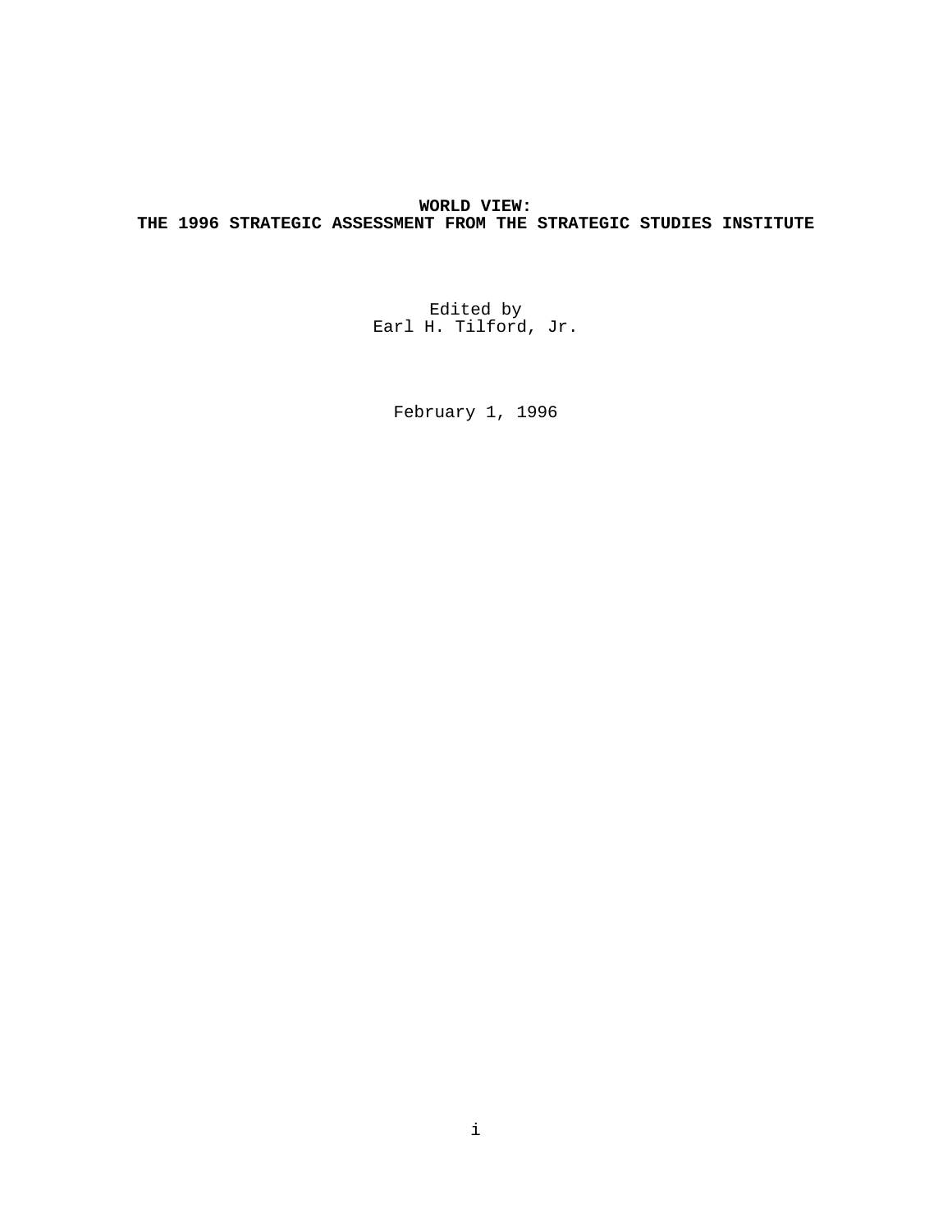# WORLD VIEW: THE 1996 STRATEGIC ASSESSMENT FROM THE STRATEGIC STUDIES INSTITUTE

Edited by
Earl H. Tilford, Jr.

February 1, 1996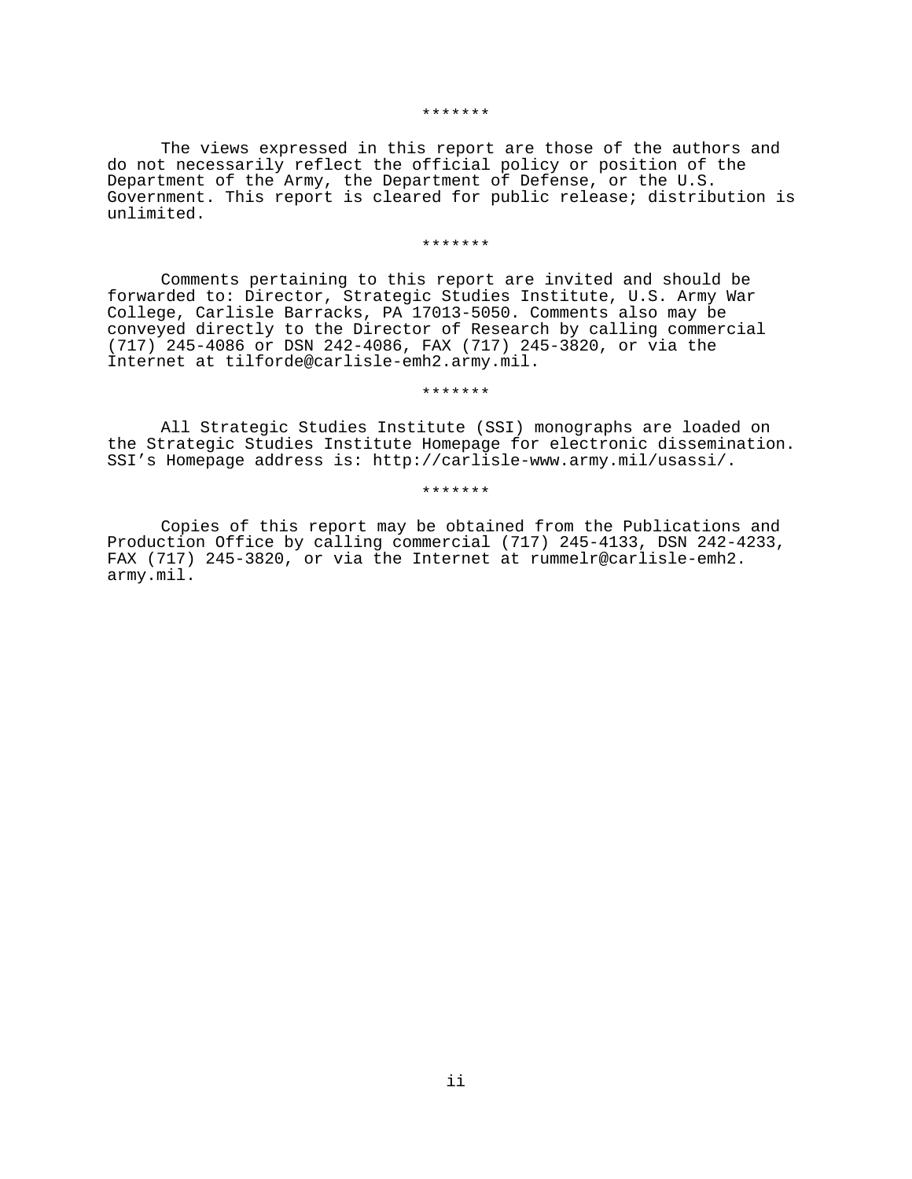*******

The views expressed in this report are those of the authors and do not necessarily reflect the official policy or position of the Department of the Army, the Department of Defense, or the U.S. Government. This report is cleared for public release; distribution is unlimited.

*******

Comments pertaining to this report are invited and should be forwarded to: Director, Strategic Studies Institute, U.S. Army War College, Carlisle Barracks, PA 17013-5050. Comments also may be conveyed directly to the Director of Research by calling commercial (717) 245-4086 or DSN 242-4086, FAX (717) 245-3820, or via the Internet at tilforde@carlisle-emh2.army.mil.

*******

All Strategic Studies Institute (SSI) monographs are loaded on the Strategic Studies Institute Homepage for electronic dissemination. SSI's Homepage address is: http://carlisle-www.army.mil/usassi/.

*******

Copies of this report may be obtained from the Publications and Production Office by calling commercial (717) 245-4133, DSN 242-4233, FAX (717) 245-3820, or via the Internet at rummelr@carlisle-emh2. army.mil.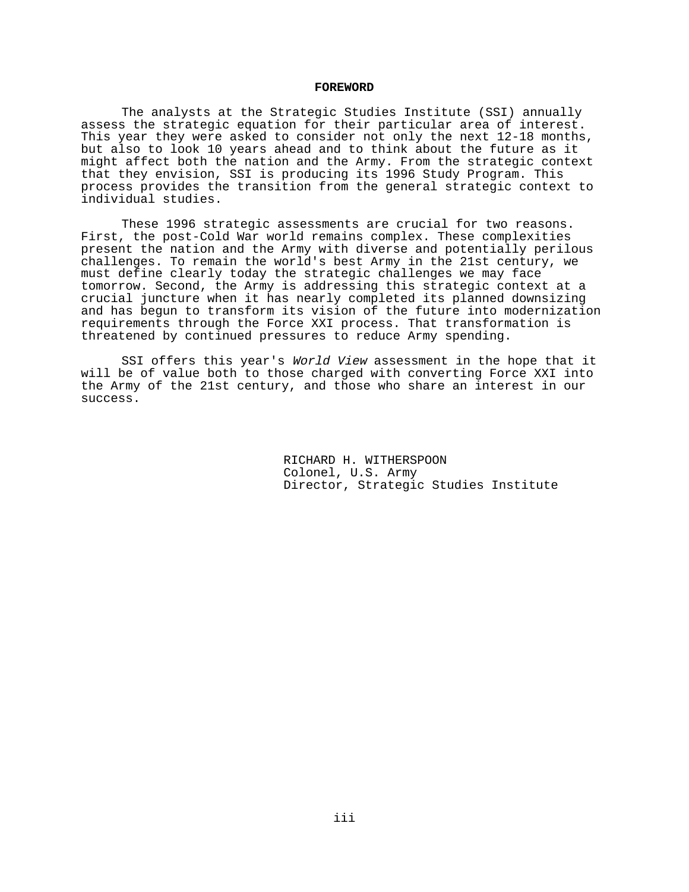# FOREWORD

The analysts at the Strategic Studies Institute (SSI) annually assess the strategic equation for their particular area of interest. This year they were asked to consider not only the next 12-18 months, but also to look 10 years ahead and to think about the future as it might affect both the nation and the Army. From the strategic context that they envision, SSI is producing its 1996 Study Program. This process provides the transition from the general strategic context to individual studies.

These 1996 strategic assessments are crucial for two reasons. First, the post-Cold War world remains complex. These complexities present the nation and the Army with diverse and potentially perilous challenges. To remain the world's best Army in the 21st century, we must define clearly today the strategic challenges we may face tomorrow. Second, the Army is addressing this strategic context at a crucial juncture when it has nearly completed its planned downsizing and has begun to transform its vision of the future into modernization requirements through the Force XXI process. That transformation is threatened by continued pressures to reduce Army spending.

SSI offers this year's *World View* assessment in the hope that it will be of value both to those charged with converting Force XXI into the Army of the 21st century, and those who share an interest in our success.

RICHARD H. WITHERSPOON
Colonel, U.S. Army
Director, Strategic Studies Institute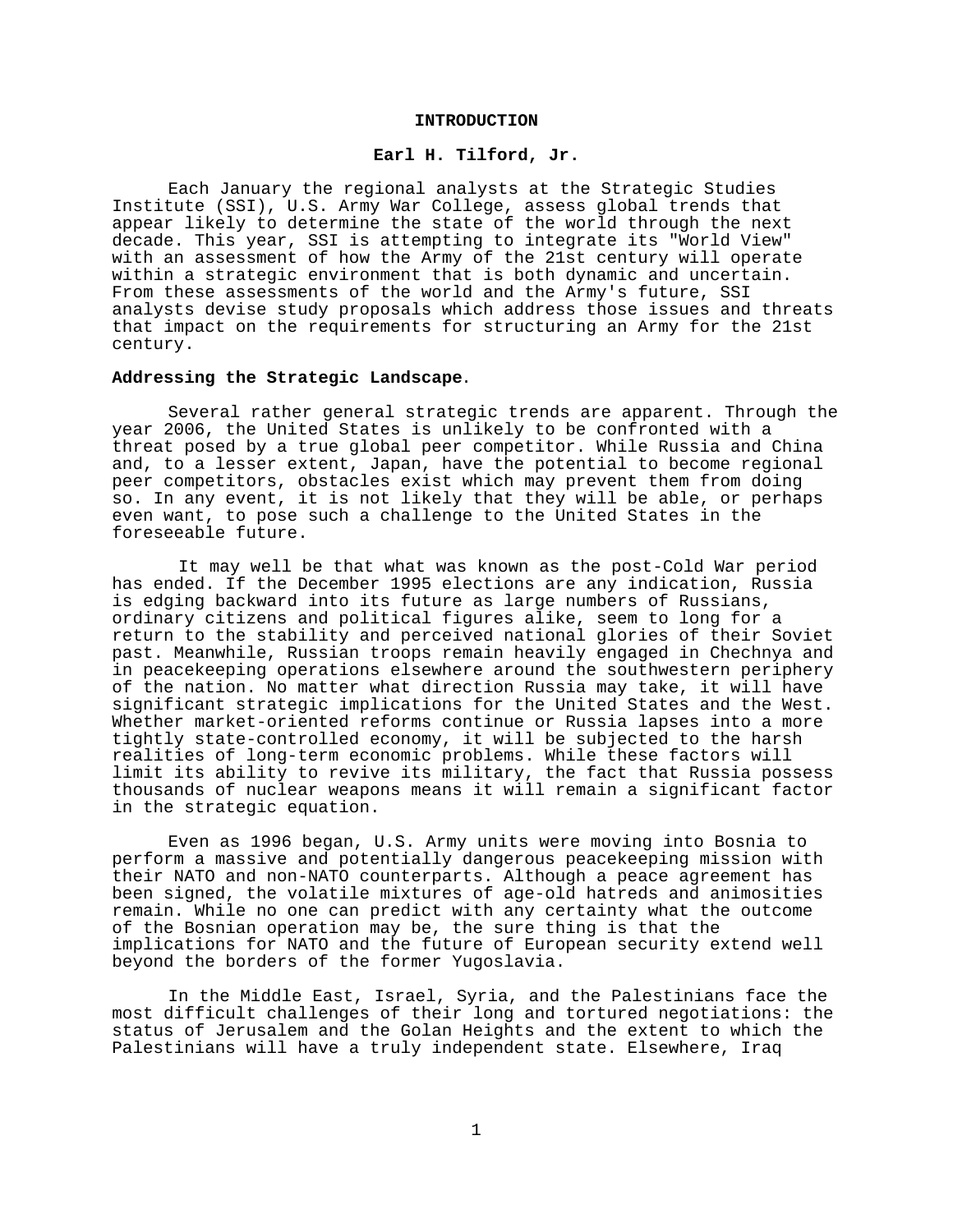# INTRODUCTION

**Earl H. Tilford, Jr.**

Each January the regional analysts at the Strategic Studies Institute (SSI), U.S. Army War College, assess global trends that appear likely to determine the state of the world through the next decade. This year, SSI is attempting to integrate its "World View" with an assessment of how the Army of the 21st century will operate within a strategic environment that is both dynamic and uncertain. From these assessments of the world and the Army's future, SSI analysts devise study proposals which address those issues and threats that impact on the requirements for structuring an Army for the 21st century.

**Addressing the Strategic Landscape.**

Several rather general strategic trends are apparent. Through the year 2006, the United States is unlikely to be confronted with a threat posed by a true global peer competitor. While Russia and China and, to a lesser extent, Japan, have the potential to become regional peer competitors, obstacles exist which may prevent them from doing so. In any event, it is not likely that they will be able, or perhaps even want, to pose such a challenge to the United States in the foreseeable future.

It may well be that what was known as the post-Cold War period has ended. If the December 1995 elections are any indication, Russia is edging backward into its future as large numbers of Russians, ordinary citizens and political figures alike, seem to long for a return to the stability and perceived national glories of their Soviet past. Meanwhile, Russian troops remain heavily engaged in Chechnya and in peacekeeping operations elsewhere around the southwestern periphery of the nation. No matter what direction Russia may take, it will have significant strategic implications for the United States and the West. Whether market-oriented reforms continue or Russia lapses into a more tightly state-controlled economy, it will be subjected to the harsh realities of long-term economic problems. While these factors will limit its ability to revive its military, the fact that Russia possess thousands of nuclear weapons means it will remain a significant factor in the strategic equation.

Even as 1996 began, U.S. Army units were moving into Bosnia to perform a massive and potentially dangerous peacekeeping mission with their NATO and non-NATO counterparts. Although a peace agreement has been signed, the volatile mixtures of age-old hatreds and animosities remain. While no one can predict with any certainty what the outcome of the Bosnian operation may be, the sure thing is that the implications for NATO and the future of European security extend well beyond the borders of the former Yugoslavia.

In the Middle East, Israel, Syria, and the Palestinians face the most difficult challenges of their long and tortured negotiations: the status of Jerusalem and the Golan Heights and the extent to which the Palestinians will have a truly independent state. Elsewhere, Iraq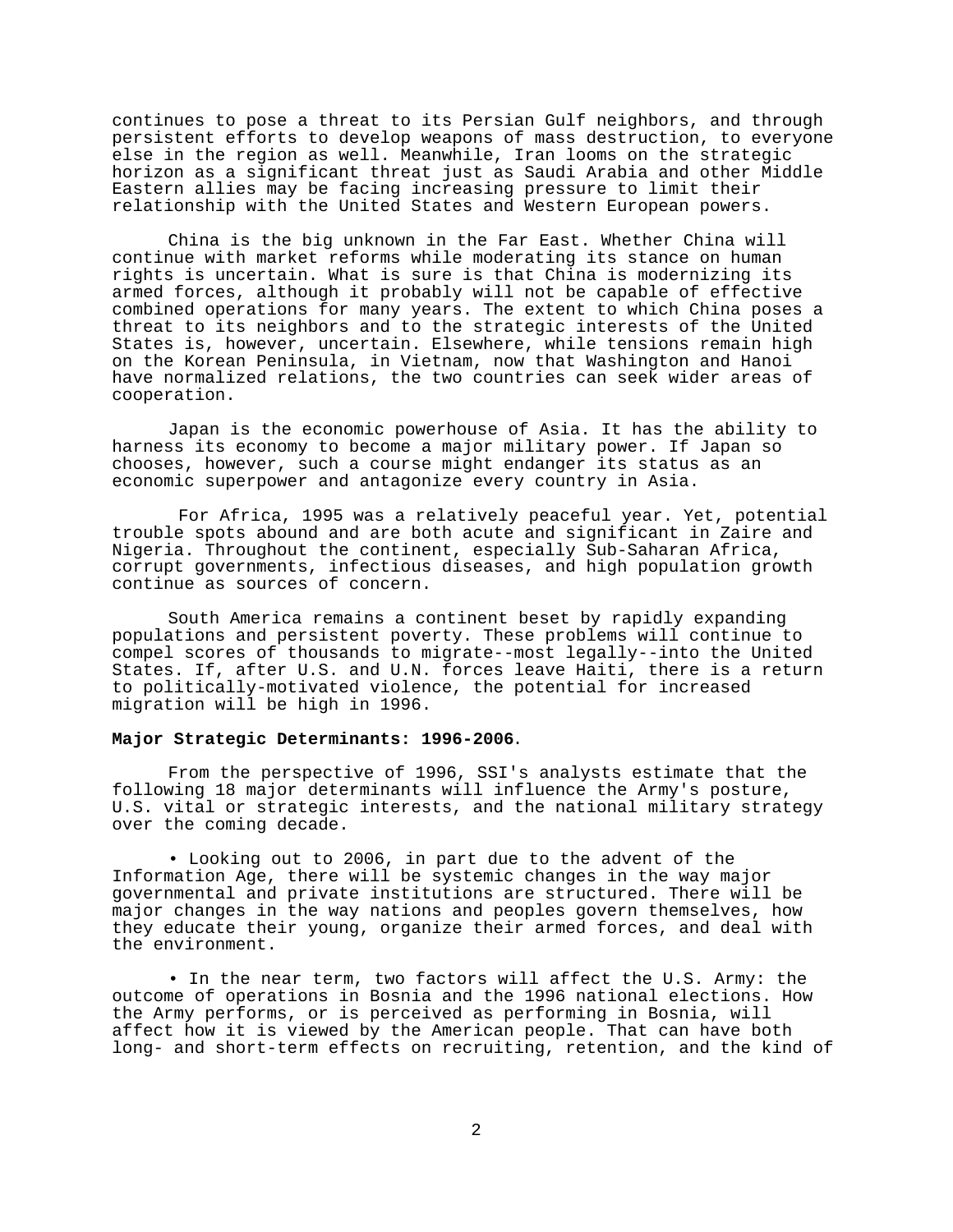continues to pose a threat to its Persian Gulf neighbors, and through persistent efforts to develop weapons of mass destruction, to everyone else in the region as well. Meanwhile, Iran looms on the strategic horizon as a significant threat just as Saudi Arabia and other Middle Eastern allies may be facing increasing pressure to limit their relationship with the United States and Western European powers.

China is the big unknown in the Far East. Whether China will continue with market reforms while moderating its stance on human rights is uncertain. What is sure is that China is modernizing its armed forces, although it probably will not be capable of effective combined operations for many years. The extent to which China poses a threat to its neighbors and to the strategic interests of the United States is, however, uncertain. Elsewhere, while tensions remain high on the Korean Peninsula, in Vietnam, now that Washington and Hanoi have normalized relations, the two countries can seek wider areas of cooperation.

Japan is the economic powerhouse of Asia. It has the ability to harness its economy to become a major military power. If Japan so chooses, however, such a course might endanger its status as an economic superpower and antagonize every country in Asia.

For Africa, 1995 was a relatively peaceful year. Yet, potential trouble spots abound and are both acute and significant in Zaire and Nigeria. Throughout the continent, especially Sub-Saharan Africa, corrupt governments, infectious diseases, and high population growth continue as sources of concern.

South America remains a continent beset by rapidly expanding populations and persistent poverty. These problems will continue to compel scores of thousands to migrate--most legally--into the United States. If, after U.S. and U.N. forces leave Haiti, there is a return to politically-motivated violence, the potential for increased migration will be high in 1996.

**Major Strategic Determinants: 1996-2006**.

From the perspective of 1996, SSI's analysts estimate that the following 18 major determinants will influence the Army's posture, U.S. vital or strategic interests, and the national military strategy over the coming decade.

- Looking out to 2006, in part due to the advent of the Information Age, there will be systemic changes in the way major governmental and private institutions are structured. There will be major changes in the way nations and peoples govern themselves, how they educate their young, organize their armed forces, and deal with the environment.

- In the near term, two factors will affect the U.S. Army: the outcome of operations in Bosnia and the 1996 national elections. How the Army performs, or is perceived as performing in Bosnia, will affect how it is viewed by the American people. That can have both long- and short-term effects on recruiting, retention, and the kind of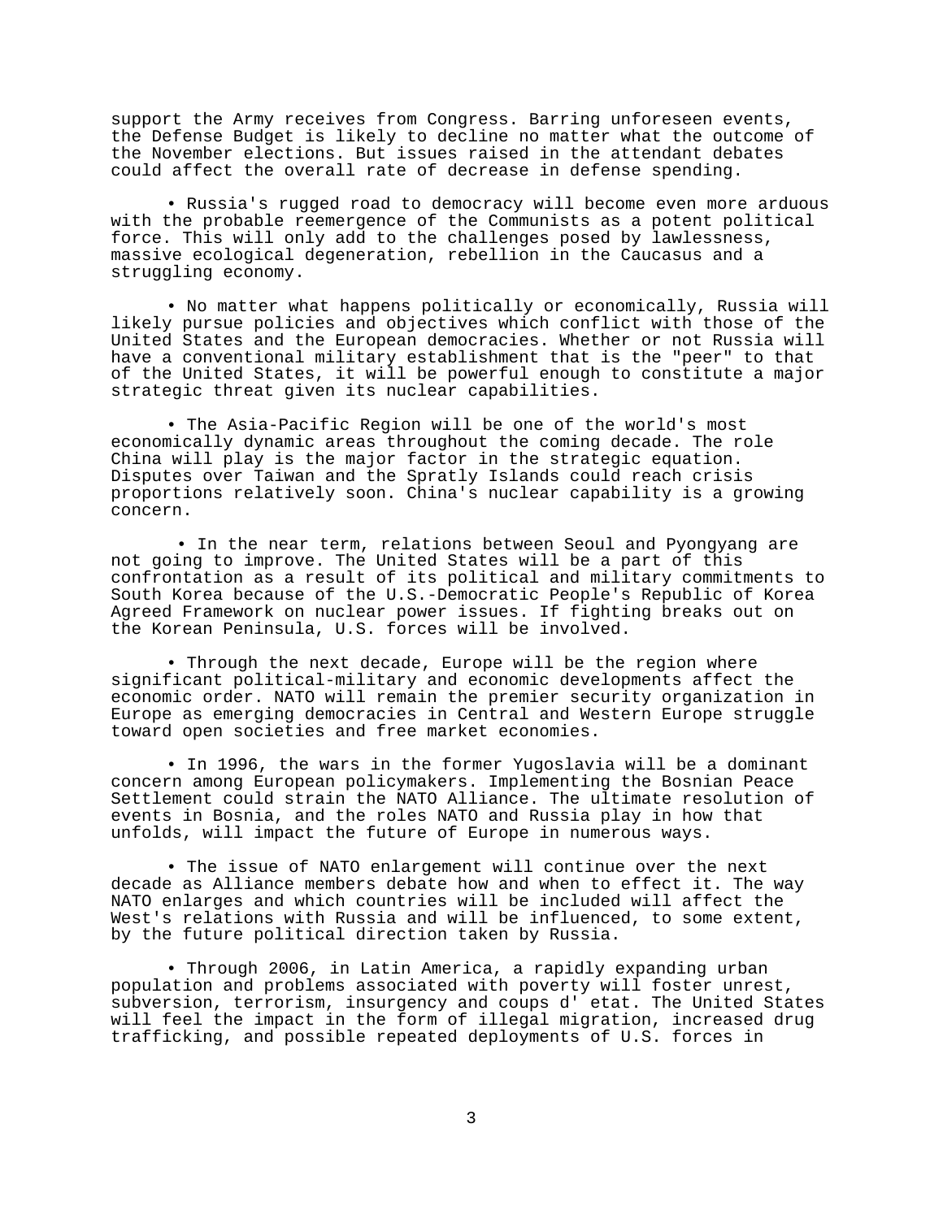support the Army receives from Congress. Barring unforeseen events, the Defense Budget is likely to decline no matter what the outcome of the November elections. But issues raised in the attendant debates could affect the overall rate of decrease in defense spending.

- Russia's rugged road to democracy will become even more arduous with the probable reemergence of the Communists as a potent political force. This will only add to the challenges posed by lawlessness, massive ecological degeneration, rebellion in the Caucasus and a struggling economy.

- No matter what happens politically or economically, Russia will likely pursue policies and objectives which conflict with those of the United States and the European democracies. Whether or not Russia will have a conventional military establishment that is the "peer" to that of the United States, it will be powerful enough to constitute a major strategic threat given its nuclear capabilities.

- The Asia-Pacific Region will be one of the world's most economically dynamic areas throughout the coming decade. The role China will play is the major factor in the strategic equation. Disputes over Taiwan and the Spratly Islands could reach crisis proportions relatively soon. China's nuclear capability is a growing concern.

- In the near term, relations between Seoul and Pyongyang are not going to improve. The United States will be a part of this confrontation as a result of its political and military commitments to South Korea because of the U.S.-Democratic People's Republic of Korea Agreed Framework on nuclear power issues. If fighting breaks out on the Korean Peninsula, U.S. forces will be involved.

- Through the next decade, Europe will be the region where significant political-military and economic developments affect the economic order. NATO will remain the premier security organization in Europe as emerging democracies in Central and Western Europe struggle toward open societies and free market economies.

- In 1996, the wars in the former Yugoslavia will be a dominant concern among European policymakers. Implementing the Bosnian Peace Settlement could strain the NATO Alliance. The ultimate resolution of events in Bosnia, and the roles NATO and Russia play in how that unfolds, will impact the future of Europe in numerous ways.

- The issue of NATO enlargement will continue over the next decade as Alliance members debate how and when to effect it. The way NATO enlarges and which countries will be included will affect the West's relations with Russia and will be influenced, to some extent, by the future political direction taken by Russia.

- Through 2006, in Latin America, a rapidly expanding urban population and problems associated with poverty will foster unrest, subversion, terrorism, insurgency and coups d' etat. The United States will feel the impact in the form of illegal migration, increased drug trafficking, and possible repeated deployments of U.S. forces in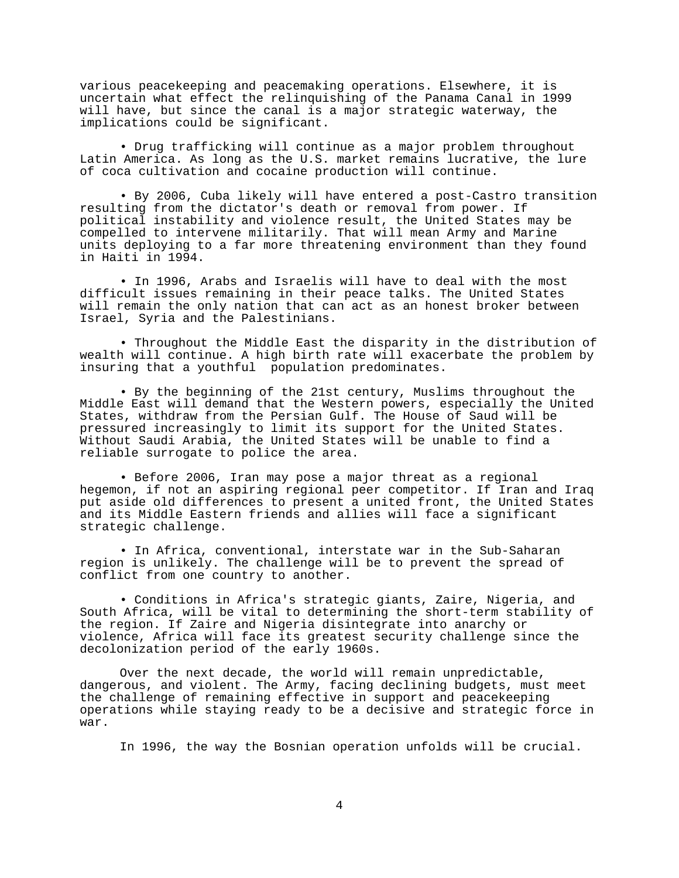various peacekeeping and peacemaking operations. Elsewhere, it is uncertain what effect the relinquishing of the Panama Canal in 1999 will have, but since the canal is a major strategic waterway, the implications could be significant.

- Drug trafficking will continue as a major problem throughout Latin America. As long as the U.S. market remains lucrative, the lure of coca cultivation and cocaine production will continue.

- By 2006, Cuba likely will have entered a post-Castro transition resulting from the dictator's death or removal from power. If political instability and violence result, the United States may be compelled to intervene militarily. That will mean Army and Marine units deploying to a far more threatening environment than they found in Haiti in 1994.

- In 1996, Arabs and Israelis will have to deal with the most difficult issues remaining in their peace talks. The United States will remain the only nation that can act as an honest broker between Israel, Syria and the Palestinians.

- Throughout the Middle East the disparity in the distribution of wealth will continue. A high birth rate will exacerbate the problem by insuring that a youthful population predominates.

- By the beginning of the 21st century, Muslims throughout the Middle East will demand that the Western powers, especially the United States, withdraw from the Persian Gulf. The House of Saud will be pressured increasingly to limit its support for the United States. Without Saudi Arabia, the United States will be unable to find a reliable surrogate to police the area.

- Before 2006, Iran may pose a major threat as a regional hegemon, if not an aspiring regional peer competitor. If Iran and Iraq put aside old differences to present a united front, the United States and its Middle Eastern friends and allies will face a significant strategic challenge.

- In Africa, conventional, interstate war in the Sub-Saharan region is unlikely. The challenge will be to prevent the spread of conflict from one country to another.

- Conditions in Africa's strategic giants, Zaire, Nigeria, and South Africa, will be vital to determining the short-term stability of the region. If Zaire and Nigeria disintegrate into anarchy or violence, Africa will face its greatest security challenge since the decolonization period of the early 1960s.

Over the next decade, the world will remain unpredictable, dangerous, and violent. The Army, facing declining budgets, must meet the challenge of remaining effective in support and peacekeeping operations while staying ready to be a decisive and strategic force in war.

In 1996, the way the Bosnian operation unfolds will be crucial.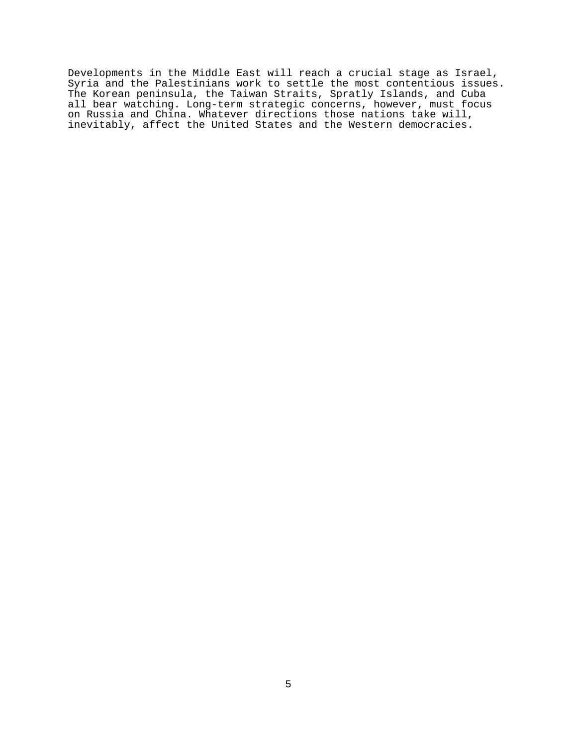Developments in the Middle East will reach a crucial stage as Israel, Syria and the Palestinians work to settle the most contentious issues. The Korean peninsula, the Taiwan Straits, Spratly Islands, and Cuba all bear watching. Long-term strategic concerns, however, must focus on Russia and China. Whatever directions those nations take will, inevitably, affect the United States and the Western democracies.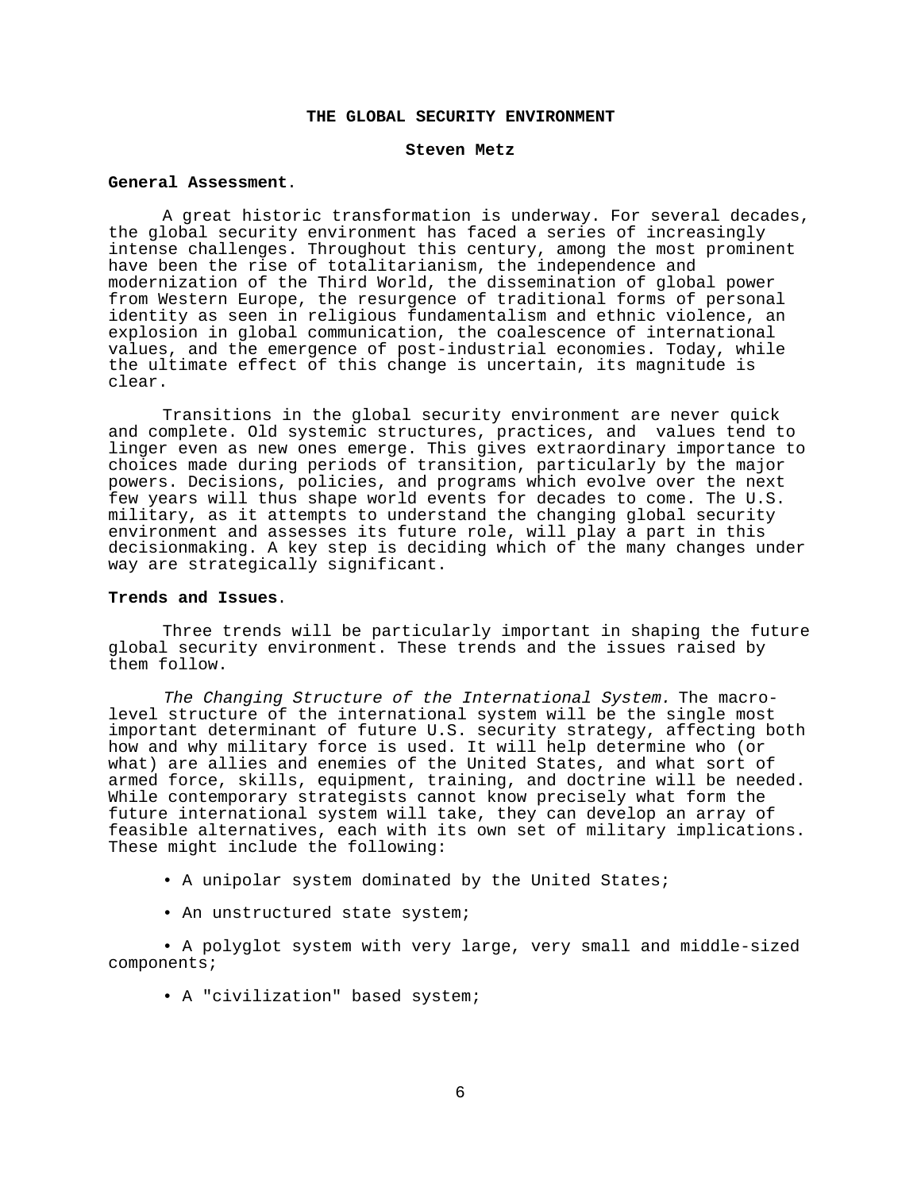## THE GLOBAL SECURITY ENVIRONMENT

**Steven Metz**

**General Assessment.**

A great historic transformation is underway. For several decades, the global security environment has faced a series of increasingly intense challenges. Throughout this century, among the most prominent have been the rise of totalitarianism, the independence and modernization of the Third World, the dissemination of global power from Western Europe, the resurgence of traditional forms of personal identity as seen in religious fundamentalism and ethnic violence, an explosion in global communication, the coalescence of international values, and the emergence of post-industrial economies. Today, while the ultimate effect of this change is uncertain, its magnitude is clear.

Transitions in the global security environment are never quick and complete. Old systemic structures, practices, and values tend to linger even as new ones emerge. This gives extraordinary importance to choices made during periods of transition, particularly by the major powers. Decisions, policies, and programs which evolve over the next few years will thus shape world events for decades to come. The U.S. military, as it attempts to understand the changing global security environment and assesses its future role, will play a part in this decisionmaking. A key step is deciding which of the many changes under way are strategically significant.

**Trends and Issues.**

Three trends will be particularly important in shaping the future global security environment. These trends and the issues raised by them follow.

*The Changing Structure of the International System.* The macro-level structure of the international system will be the single most important determinant of future U.S. security strategy, affecting both how and why military force is used. It will help determine who (or what) are allies and enemies of the United States, and what sort of armed force, skills, equipment, training, and doctrine will be needed. While contemporary strategists cannot know precisely what form the future international system will take, they can develop an array of feasible alternatives, each with its own set of military implications. These might include the following:

- A unipolar system dominated by the United States;
- An unstructured state system;
- A polyglot system with very large, very small and middle-sized components;
- A "civilization" based system;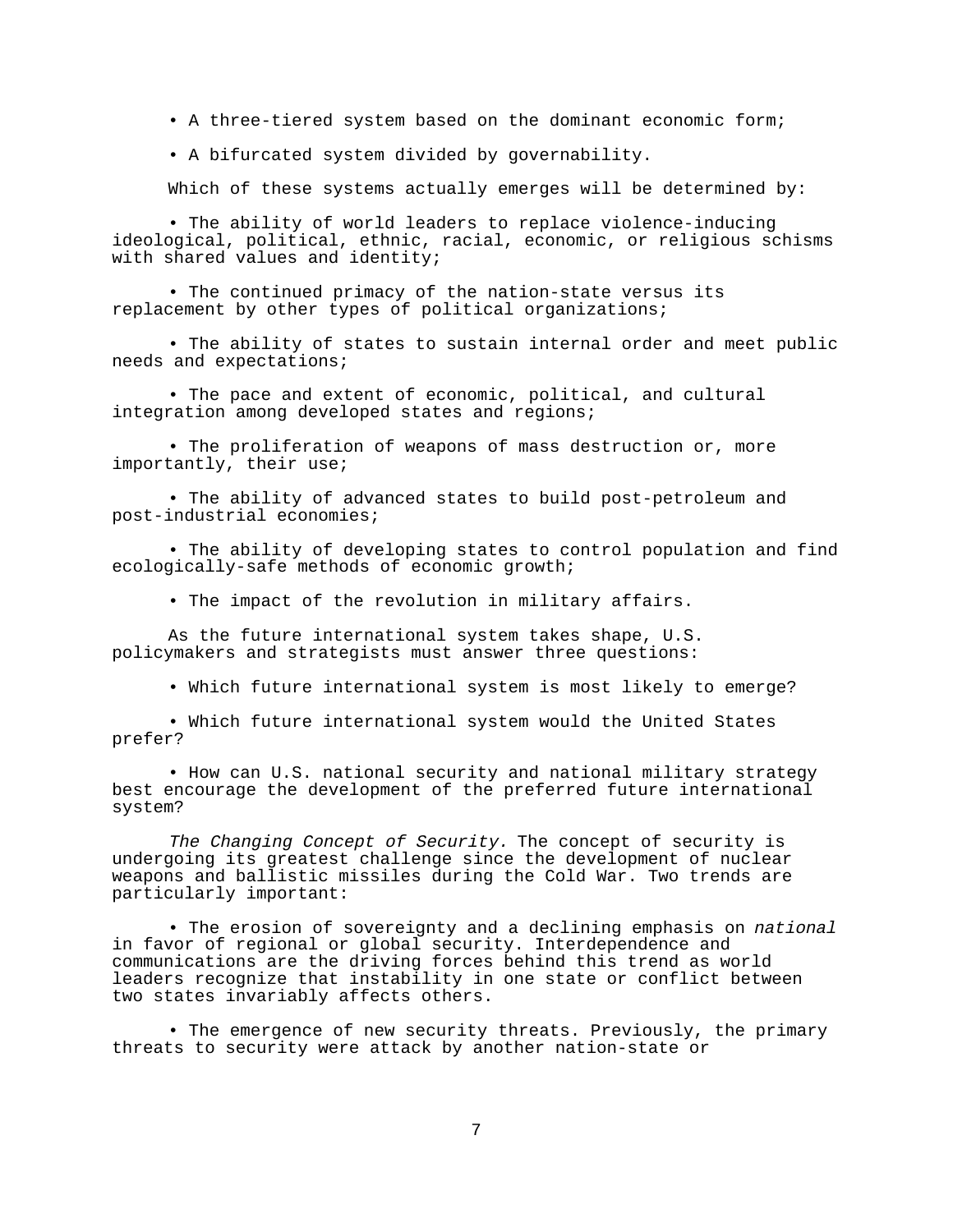- A three-tiered system based on the dominant economic form;

- A bifurcated system divided by governability.

Which of these systems actually emerges will be determined by:

- The ability of world leaders to replace violence-inducing ideological, political, ethnic, racial, economic, or religious schisms with shared values and identity;

- The continued primacy of the nation-state versus its replacement by other types of political organizations;

- The ability of states to sustain internal order and meet public needs and expectations;

- The pace and extent of economic, political, and cultural integration among developed states and regions;

- The proliferation of weapons of mass destruction or, more importantly, their use;

- The ability of advanced states to build post-petroleum and post-industrial economies;

- The ability of developing states to control population and find ecologically-safe methods of economic growth;

- The impact of the revolution in military affairs.

As the future international system takes shape, U.S. policymakers and strategists must answer three questions:

- Which future international system is most likely to emerge?

- Which future international system would the United States prefer?

- How can U.S. national security and national military strategy best encourage the development of the preferred future international system?

*The Changing Concept of Security.* The concept of security is undergoing its greatest challenge since the development of nuclear weapons and ballistic missiles during the Cold War. Two trends are particularly important:

- The erosion of sovereignty and a declining emphasis on *national* in favor of regional or global security. Interdependence and communications are the driving forces behind this trend as world leaders recognize that instability in one state or conflict between two states invariably affects others.

- The emergence of new security threats. Previously, the primary threats to security were attack by another nation-state or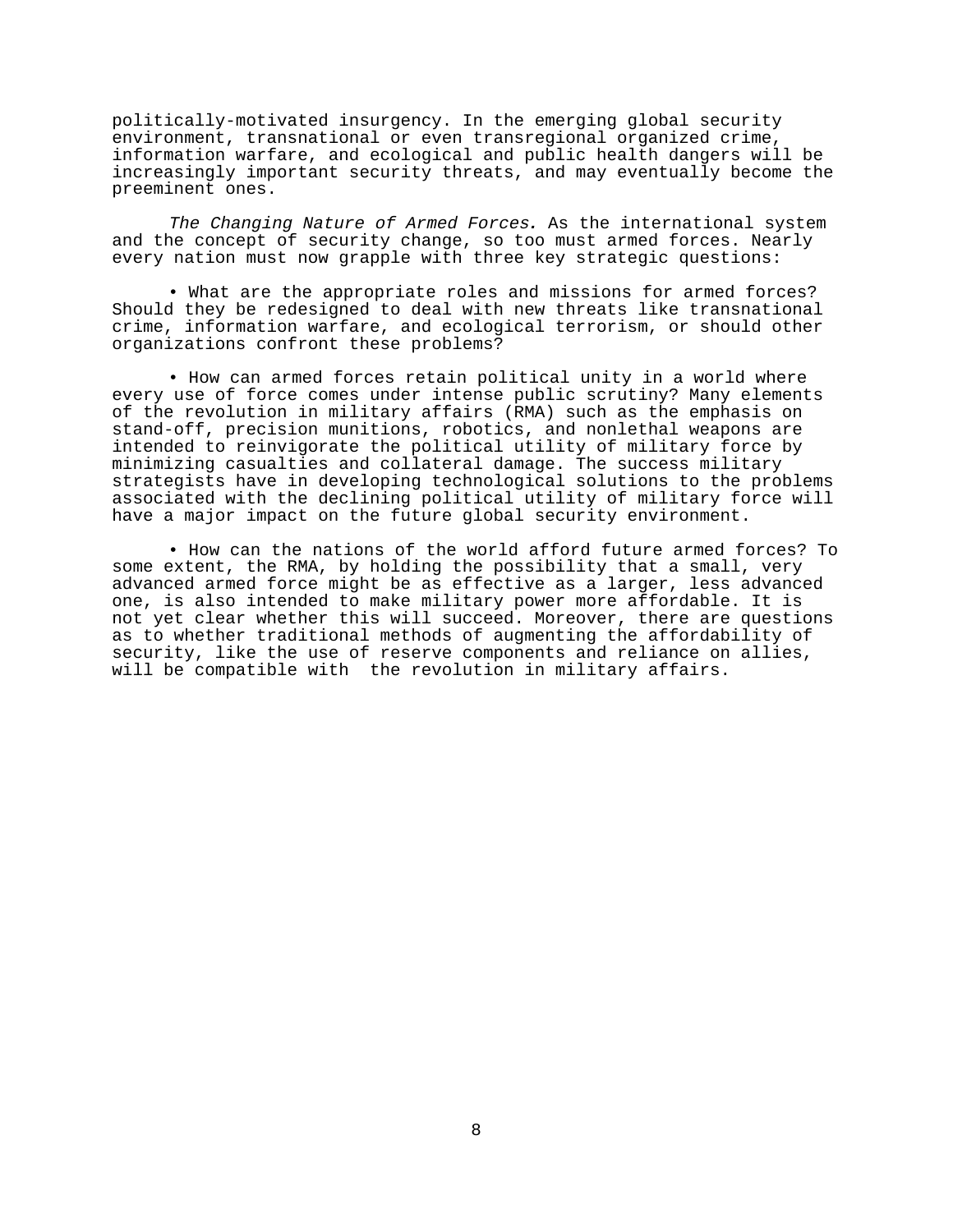politically-motivated insurgency. In the emerging global security environment, transnational or even transregional organized crime, information warfare, and ecological and public health dangers will be increasingly important security threats, and may eventually become the preeminent ones.

*The Changing Nature of Armed Forces.* As the international system and the concept of security change, so too must armed forces. Nearly every nation must now grapple with three key strategic questions:

• What are the appropriate roles and missions for armed forces? Should they be redesigned to deal with new threats like transnational crime, information warfare, and ecological terrorism, or should other organizations confront these problems?

• How can armed forces retain political unity in a world where every use of force comes under intense public scrutiny? Many elements of the revolution in military affairs (RMA) such as the emphasis on stand-off, precision munitions, robotics, and nonlethal weapons are intended to reinvigorate the political utility of military force by minimizing casualties and collateral damage. The success military strategists have in developing technological solutions to the problems associated with the declining political utility of military force will have a major impact on the future global security environment.

• How can the nations of the world afford future armed forces? To some extent, the RMA, by holding the possibility that a small, very advanced armed force might be as effective as a larger, less advanced one, is also intended to make military power more affordable. It is not yet clear whether this will succeed. Moreover, there are questions as to whether traditional methods of augmenting the affordability of security, like the use of reserve components and reliance on allies, will be compatible with the revolution in military affairs.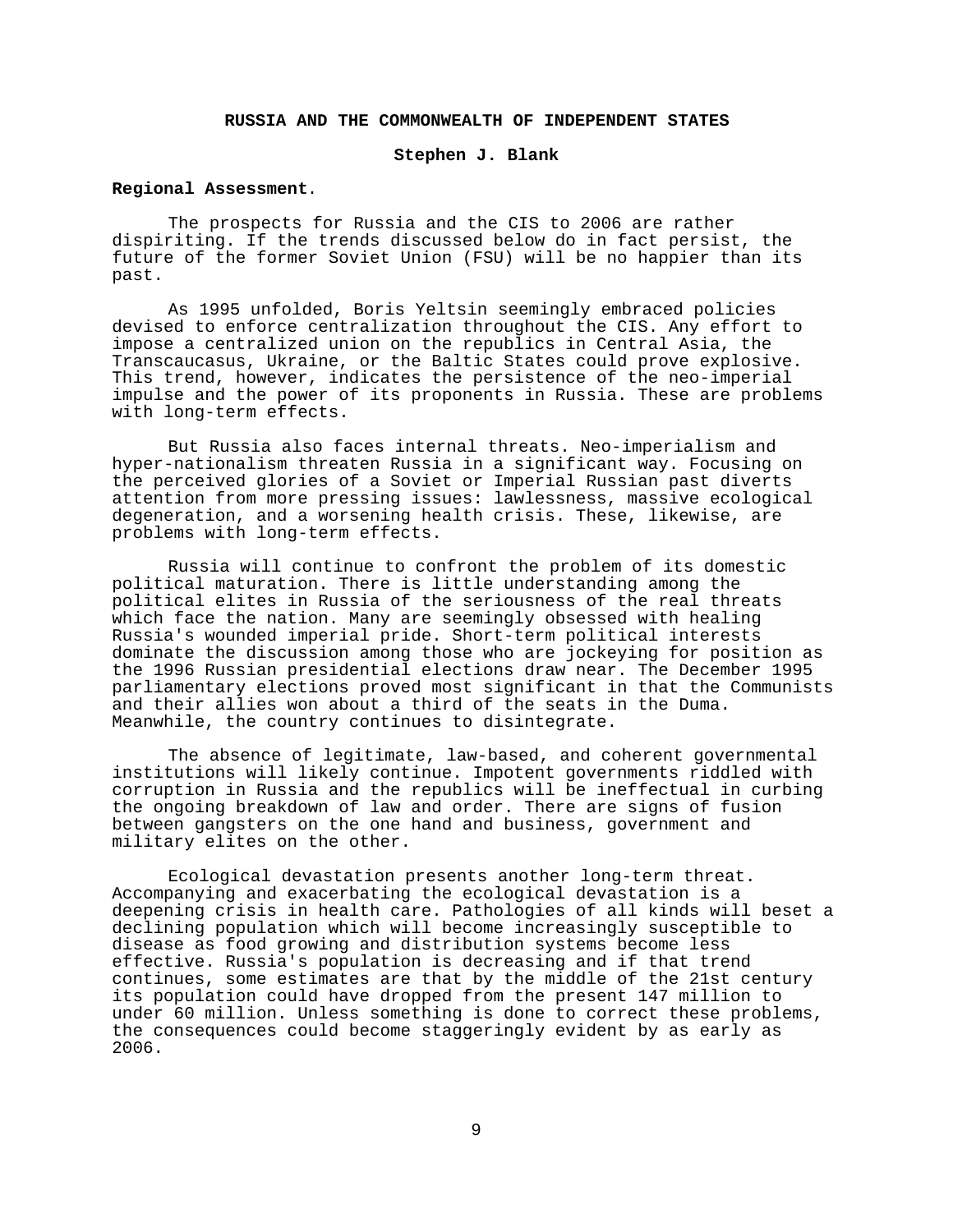## RUSSIA AND THE COMMONWEALTH OF INDEPENDENT STATES

**Stephen J. Blank**

**Regional Assessment.**

The prospects for Russia and the CIS to 2006 are rather dispiriting. If the trends discussed below do in fact persist, the future of the former Soviet Union (FSU) will be no happier than its past.

As 1995 unfolded, Boris Yeltsin seemingly embraced policies devised to enforce centralization throughout the CIS. Any effort to impose a centralized union on the republics in Central Asia, the Transcaucasus, Ukraine, or the Baltic States could prove explosive. This trend, however, indicates the persistence of the neo-imperial impulse and the power of its proponents in Russia. These are problems with long-term effects.

But Russia also faces internal threats. Neo-imperialism and hyper-nationalism threaten Russia in a significant way. Focusing on the perceived glories of a Soviet or Imperial Russian past diverts attention from more pressing issues: lawlessness, massive ecological degeneration, and a worsening health crisis. These, likewise, are problems with long-term effects.

Russia will continue to confront the problem of its domestic political maturation. There is little understanding among the political elites in Russia of the seriousness of the real threats which face the nation. Many are seemingly obsessed with healing Russia's wounded imperial pride. Short-term political interests dominate the discussion among those who are jockeying for position as the 1996 Russian presidential elections draw near. The December 1995 parliamentary elections proved most significant in that the Communists and their allies won about a third of the seats in the Duma. Meanwhile, the country continues to disintegrate.

The absence of legitimate, law-based, and coherent governmental institutions will likely continue. Impotent governments riddled with corruption in Russia and the republics will be ineffectual in curbing the ongoing breakdown of law and order. There are signs of fusion between gangsters on the one hand and business, government and military elites on the other.

Ecological devastation presents another long-term threat. Accompanying and exacerbating the ecological devastation is a deepening crisis in health care. Pathologies of all kinds will beset a declining population which will become increasingly susceptible to disease as food growing and distribution systems become less effective. Russia's population is decreasing and if that trend continues, some estimates are that by the middle of the 21st century its population could have dropped from the present 147 million to under 60 million. Unless something is done to correct these problems, the consequences could become staggeringly evident by as early as 2006.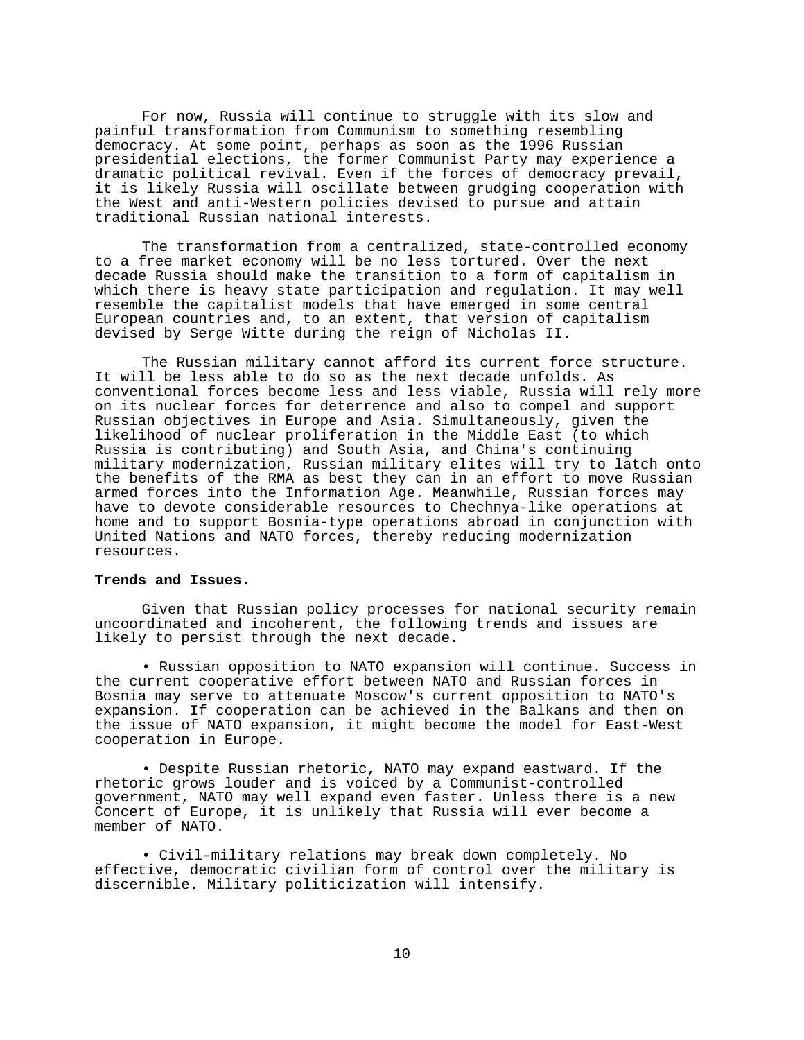For now, Russia will continue to struggle with its slow and painful transformation from Communism to something resembling democracy. At some point, perhaps as soon as the 1996 Russian presidential elections, the former Communist Party may experience a dramatic political revival. Even if the forces of democracy prevail, it is likely Russia will oscillate between grudging cooperation with the West and anti-Western policies devised to pursue and attain traditional Russian national interests.

The transformation from a centralized, state-controlled economy to a free market economy will be no less tortured. Over the next decade Russia should make the transition to a form of capitalism in which there is heavy state participation and regulation. It may well resemble the capitalist models that have emerged in some central European countries and, to an extent, that version of capitalism devised by Serge Witte during the reign of Nicholas II.

The Russian military cannot afford its current force structure. It will be less able to do so as the next decade unfolds. As conventional forces become less and less viable, Russia will rely more on its nuclear forces for deterrence and also to compel and support Russian objectives in Europe and Asia. Simultaneously, given the likelihood of nuclear proliferation in the Middle East (to which Russia is contributing) and South Asia, and China's continuing military modernization, Russian military elites will try to latch onto the benefits of the RMA as best they can in an effort to move Russian armed forces into the Information Age. Meanwhile, Russian forces may have to devote considerable resources to Chechnya-like operations at home and to support Bosnia-type operations abroad in conjunction with United Nations and NATO forces, thereby reducing modernization resources.

**Trends and Issues**.

Given that Russian policy processes for national security remain uncoordinated and incoherent, the following trends and issues are likely to persist through the next decade.

- Russian opposition to NATO expansion will continue. Success in the current cooperative effort between NATO and Russian forces in Bosnia may serve to attenuate Moscow's current opposition to NATO's expansion. If cooperation can be achieved in the Balkans and then on the issue of NATO expansion, it might become the model for East-West cooperation in Europe.

- Despite Russian rhetoric, NATO may expand eastward. If the rhetoric grows louder and is voiced by a Communist-controlled government, NATO may well expand even faster. Unless there is a new Concert of Europe, it is unlikely that Russia will ever become a member of NATO.

- Civil-military relations may break down completely. No effective, democratic civilian form of control over the military is discernible. Military politicization will intensify.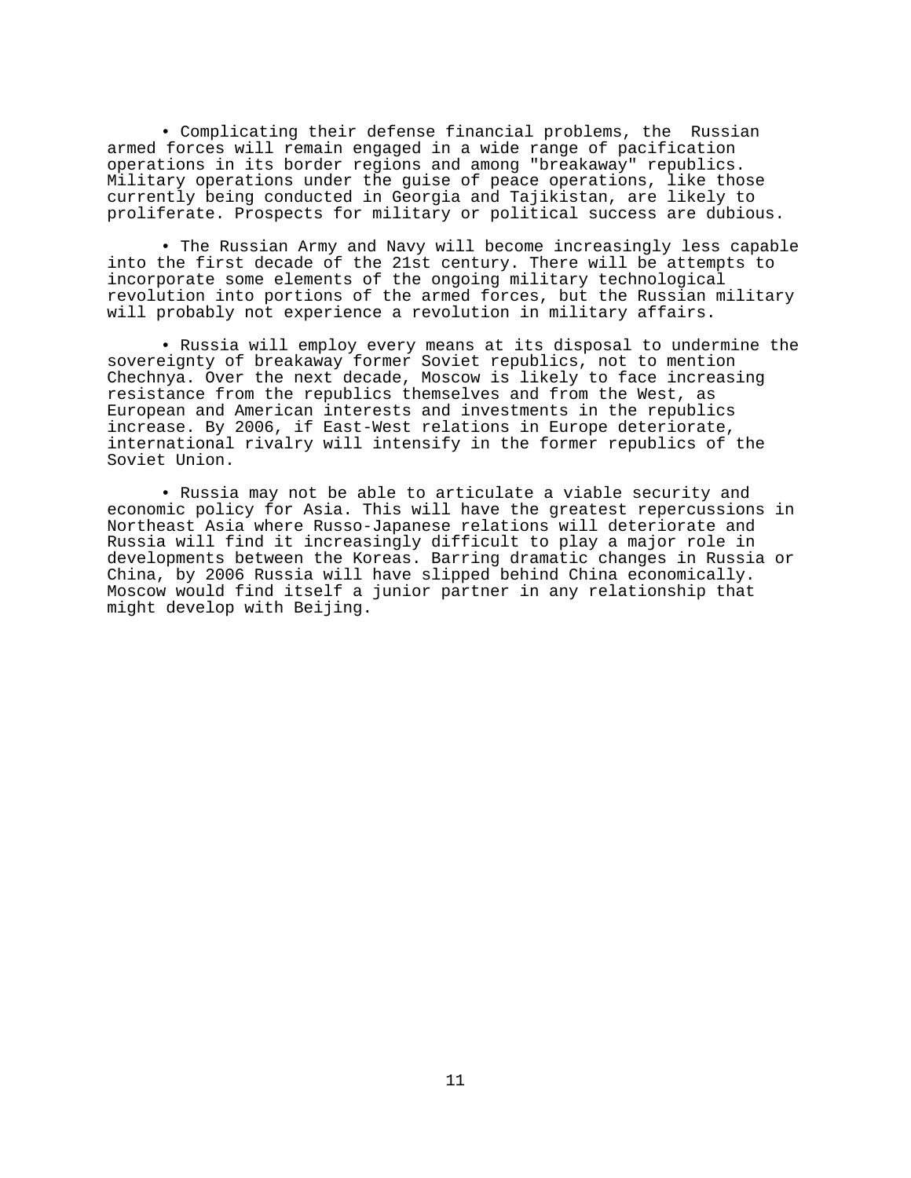- Complicating their defense financial problems, the Russian armed forces will remain engaged in a wide range of pacification operations in its border regions and among "breakaway" republics. Military operations under the guise of peace operations, like those currently being conducted in Georgia and Tajikistan, are likely to proliferate. Prospects for military or political success are dubious.

- The Russian Army and Navy will become increasingly less capable into the first decade of the 21st century. There will be attempts to incorporate some elements of the ongoing military technological revolution into portions of the armed forces, but the Russian military will probably not experience a revolution in military affairs.

- Russia will employ every means at its disposal to undermine the sovereignty of breakaway former Soviet republics, not to mention Chechnya. Over the next decade, Moscow is likely to face increasing resistance from the republics themselves and from the West, as European and American interests and investments in the republics increase. By 2006, if East-West relations in Europe deteriorate, international rivalry will intensify in the former republics of the Soviet Union.

- Russia may not be able to articulate a viable security and economic policy for Asia. This will have the greatest repercussions in Northeast Asia where Russo-Japanese relations will deteriorate and Russia will find it increasingly difficult to play a major role in developments between the Koreas. Barring dramatic changes in Russia or China, by 2006 Russia will have slipped behind China economically. Moscow would find itself a junior partner in any relationship that might develop with Beijing.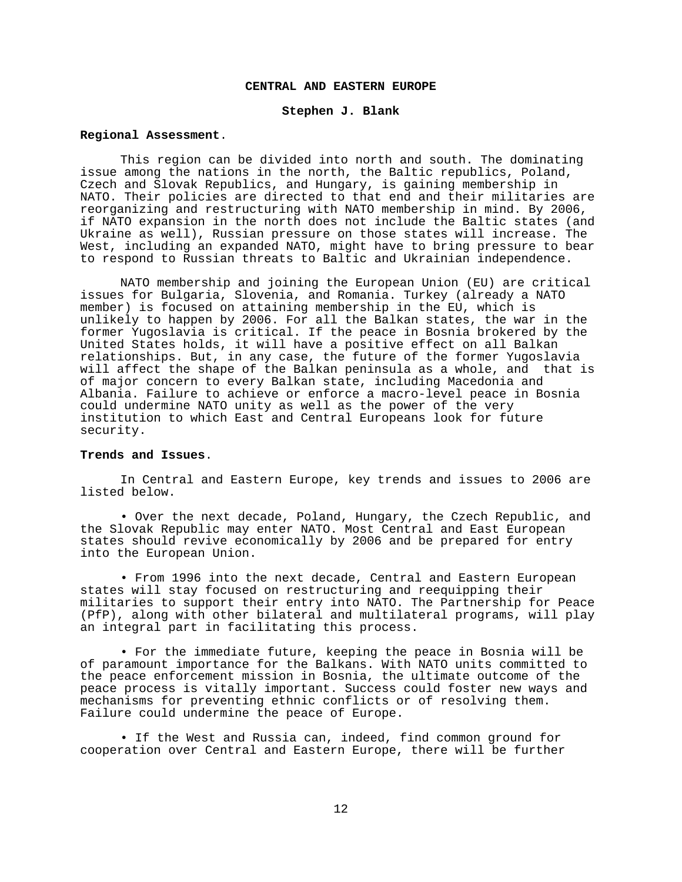## CENTRAL AND EASTERN EUROPE

**Stephen J. Blank**

**Regional Assessment**.

This region can be divided into north and south. The dominating issue among the nations in the north, the Baltic republics, Poland, Czech and Slovak Republics, and Hungary, is gaining membership in NATO. Their policies are directed to that end and their militaries are reorganizing and restructuring with NATO membership in mind. By 2006, if NATO expansion in the north does not include the Baltic states (and Ukraine as well), Russian pressure on those states will increase. The West, including an expanded NATO, might have to bring pressure to bear to respond to Russian threats to Baltic and Ukrainian independence.

NATO membership and joining the European Union (EU) are critical issues for Bulgaria, Slovenia, and Romania. Turkey (already a NATO member) is focused on attaining membership in the EU, which is unlikely to happen by 2006. For all the Balkan states, the war in the former Yugoslavia is critical. If the peace in Bosnia brokered by the United States holds, it will have a positive effect on all Balkan relationships. But, in any case, the future of the former Yugoslavia will affect the shape of the Balkan peninsula as a whole, and that is of major concern to every Balkan state, including Macedonia and Albania. Failure to achieve or enforce a macro-level peace in Bosnia could undermine NATO unity as well as the power of the very institution to which East and Central Europeans look for future security.

**Trends and Issues**.

In Central and Eastern Europe, key trends and issues to 2006 are listed below.

- Over the next decade, Poland, Hungary, the Czech Republic, and the Slovak Republic may enter NATO. Most Central and East European states should revive economically by 2006 and be prepared for entry into the European Union.

- From 1996 into the next decade, Central and Eastern European states will stay focused on restructuring and reequipping their militaries to support their entry into NATO. The Partnership for Peace (PfP), along with other bilateral and multilateral programs, will play an integral part in facilitating this process.

- For the immediate future, keeping the peace in Bosnia will be of paramount importance for the Balkans. With NATO units committed to the peace enforcement mission in Bosnia, the ultimate outcome of the peace process is vitally important. Success could foster new ways and mechanisms for preventing ethnic conflicts or of resolving them. Failure could undermine the peace of Europe.

- If the West and Russia can, indeed, find common ground for cooperation over Central and Eastern Europe, there will be further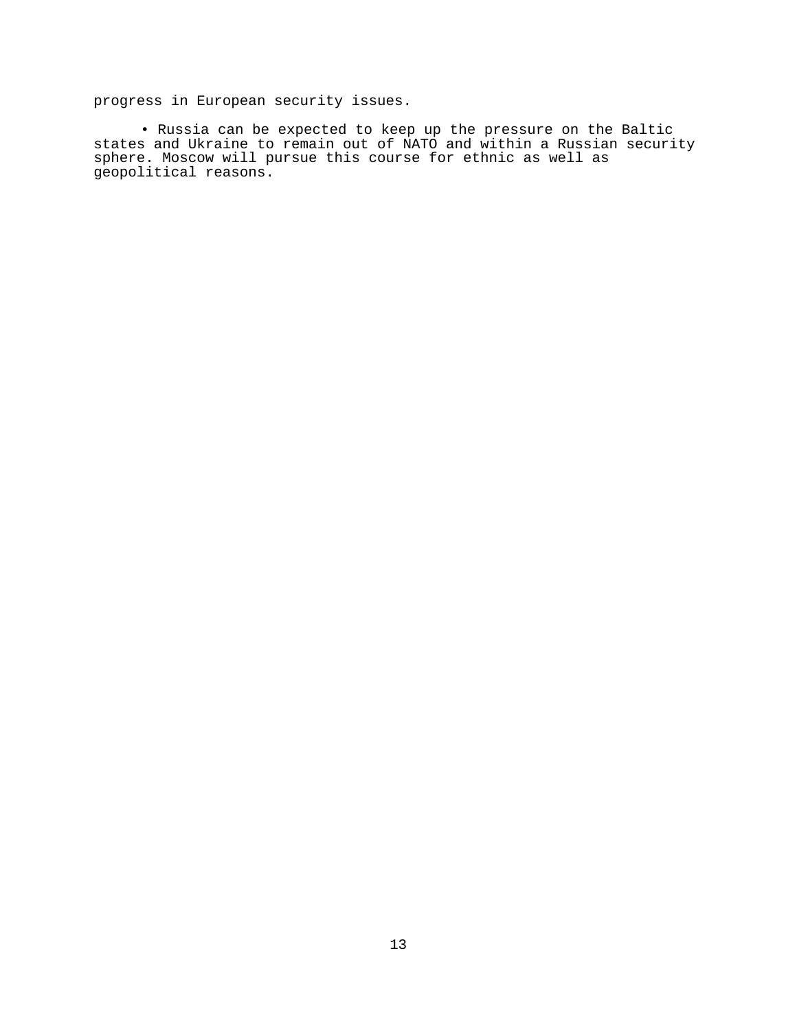progress in European security issues.

- Russia can be expected to keep up the pressure on the Baltic states and Ukraine to remain out of NATO and within a Russian security sphere. Moscow will pursue this course for ethnic as well as geopolitical reasons.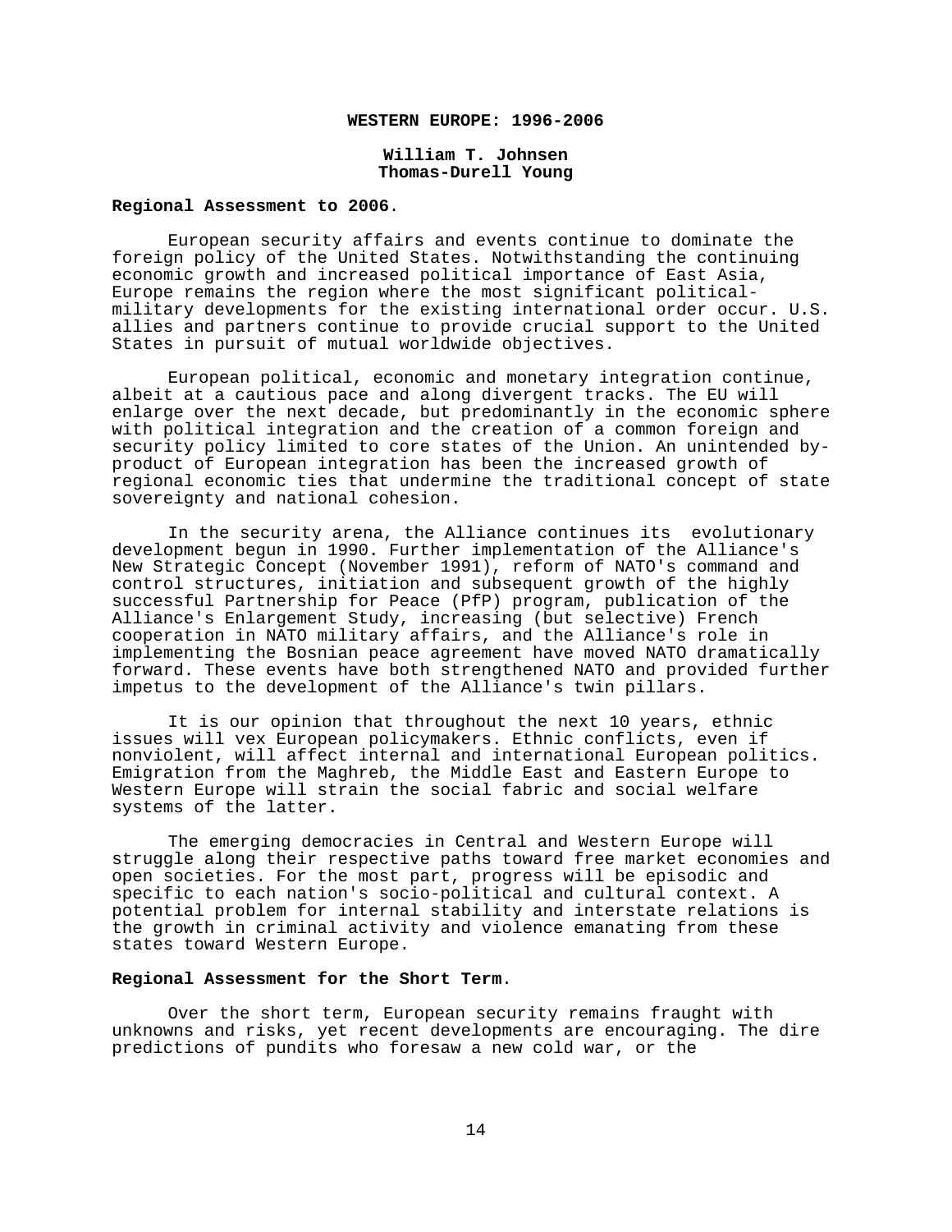## WESTERN EUROPE: 1996-2006

**William T. Johnsen**
**Thomas-Durell Young**

**Regional Assessment to 2006**.

European security affairs and events continue to dominate the foreign policy of the United States. Notwithstanding the continuing economic growth and increased political importance of East Asia, Europe remains the region where the most significant political-military developments for the existing international order occur. U.S. allies and partners continue to provide crucial support to the United States in pursuit of mutual worldwide objectives.

European political, economic and monetary integration continue, albeit at a cautious pace and along divergent tracks. The EU will enlarge over the next decade, but predominantly in the economic sphere with political integration and the creation of a common foreign and security policy limited to core states of the Union. An unintended by-product of European integration has been the increased growth of regional economic ties that undermine the traditional concept of state sovereignty and national cohesion.

In the security arena, the Alliance continues its evolutionary development begun in 1990. Further implementation of the Alliance's New Strategic Concept (November 1991), reform of NATO's command and control structures, initiation and subsequent growth of the highly successful Partnership for Peace (PfP) program, publication of the Alliance's Enlargement Study, increasing (but selective) French cooperation in NATO military affairs, and the Alliance's role in implementing the Bosnian peace agreement have moved NATO dramatically forward. These events have both strengthened NATO and provided further impetus to the development of the Alliance's twin pillars.

It is our opinion that throughout the next 10 years, ethnic issues will vex European policymakers. Ethnic conflicts, even if nonviolent, will affect internal and international European politics. Emigration from the Maghreb, the Middle East and Eastern Europe to Western Europe will strain the social fabric and social welfare systems of the latter.

The emerging democracies in Central and Western Europe will struggle along their respective paths toward free market economies and open societies. For the most part, progress will be episodic and specific to each nation's socio-political and cultural context. A potential problem for internal stability and interstate relations is the growth in criminal activity and violence emanating from these states toward Western Europe.

**Regional Assessment for the Short Term**.

Over the short term, European security remains fraught with unknowns and risks, yet recent developments are encouraging. The dire predictions of pundits who foresaw a new cold war, or the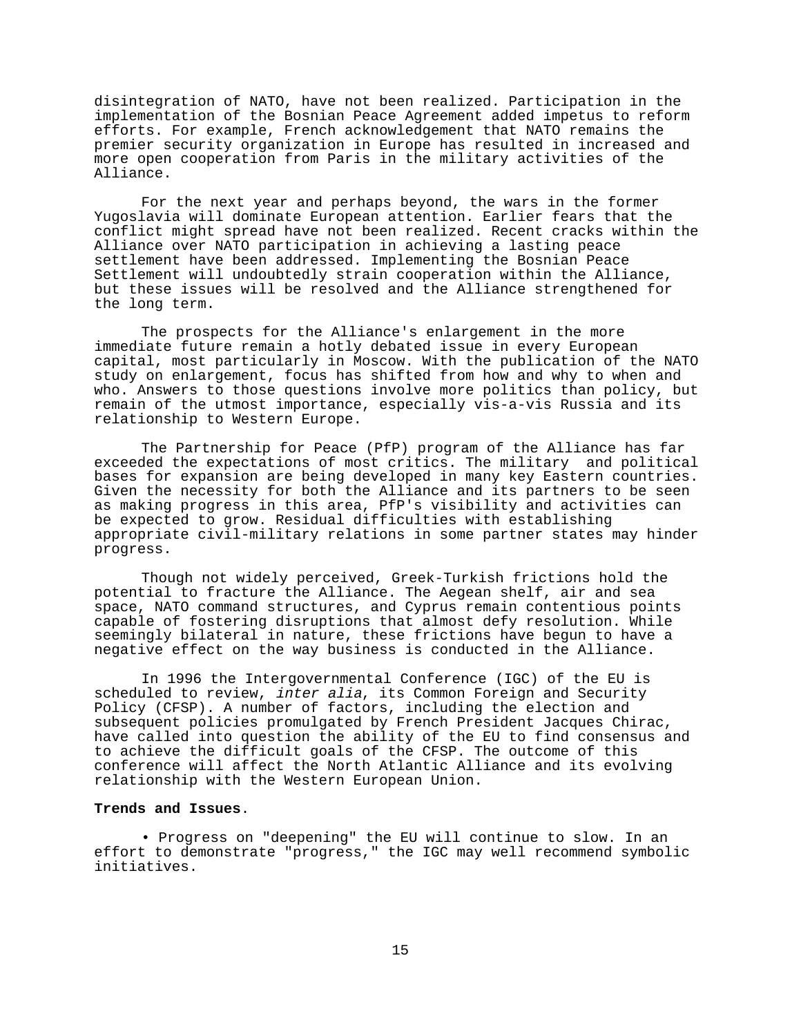disintegration of NATO, have not been realized. Participation in the implementation of the Bosnian Peace Agreement added impetus to reform efforts. For example, French acknowledgement that NATO remains the premier security organization in Europe has resulted in increased and more open cooperation from Paris in the military activities of the Alliance.

For the next year and perhaps beyond, the wars in the former Yugoslavia will dominate European attention. Earlier fears that the conflict might spread have not been realized. Recent cracks within the Alliance over NATO participation in achieving a lasting peace settlement have been addressed. Implementing the Bosnian Peace Settlement will undoubtedly strain cooperation within the Alliance, but these issues will be resolved and the Alliance strengthened for the long term.

The prospects for the Alliance's enlargement in the more immediate future remain a hotly debated issue in every European capital, most particularly in Moscow. With the publication of the NATO study on enlargement, focus has shifted from how and why to when and who. Answers to those questions involve more politics than policy, but remain of the utmost importance, especially vis-a-vis Russia and its relationship to Western Europe.

The Partnership for Peace (PfP) program of the Alliance has far exceeded the expectations of most critics. The military and political bases for expansion are being developed in many key Eastern countries. Given the necessity for both the Alliance and its partners to be seen as making progress in this area, PfP's visibility and activities can be expected to grow. Residual difficulties with establishing appropriate civil-military relations in some partner states may hinder progress.

Though not widely perceived, Greek-Turkish frictions hold the potential to fracture the Alliance. The Aegean shelf, air and sea space, NATO command structures, and Cyprus remain contentious points capable of fostering disruptions that almost defy resolution. While seemingly bilateral in nature, these frictions have begun to have a negative effect on the way business is conducted in the Alliance.

In 1996 the Intergovernmental Conference (IGC) of the EU is scheduled to review, *inter alia*, its Common Foreign and Security Policy (CFSP). A number of factors, including the election and subsequent policies promulgated by French President Jacques Chirac, have called into question the ability of the EU to find consensus and to achieve the difficult goals of the CFSP. The outcome of this conference will affect the North Atlantic Alliance and its evolving relationship with the Western European Union.

**Trends and Issues**.

- Progress on "deepening" the EU will continue to slow. In an effort to demonstrate "progress," the IGC may well recommend symbolic initiatives.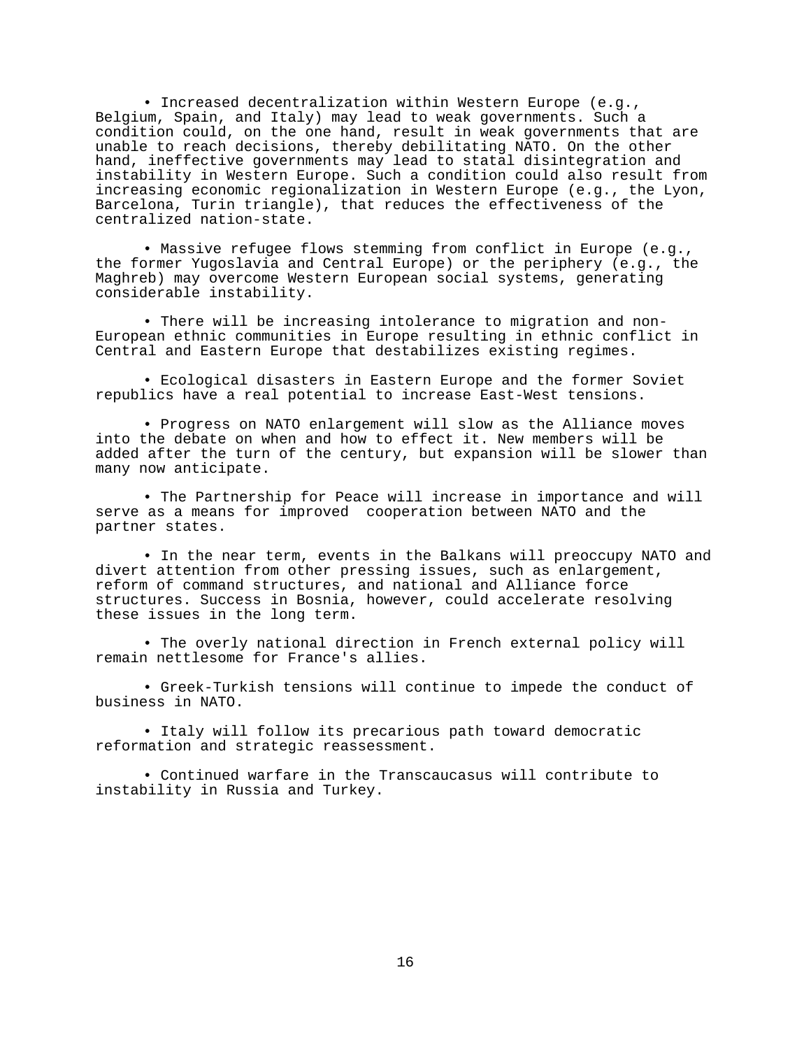- Increased decentralization within Western Europe (e.g., Belgium, Spain, and Italy) may lead to weak governments. Such a condition could, on the one hand, result in weak governments that are unable to reach decisions, thereby debilitating NATO. On the other hand, ineffective governments may lead to statal disintegration and instability in Western Europe. Such a condition could also result from increasing economic regionalization in Western Europe (e.g., the Lyon, Barcelona, Turin triangle), that reduces the effectiveness of the centralized nation-state.

- Massive refugee flows stemming from conflict in Europe (e.g., the former Yugoslavia and Central Europe) or the periphery (e.g., the Maghreb) may overcome Western European social systems, generating considerable instability.

- There will be increasing intolerance to migration and non-European ethnic communities in Europe resulting in ethnic conflict in Central and Eastern Europe that destabilizes existing regimes.

- Ecological disasters in Eastern Europe and the former Soviet republics have a real potential to increase East-West tensions.

- Progress on NATO enlargement will slow as the Alliance moves into the debate on when and how to effect it. New members will be added after the turn of the century, but expansion will be slower than many now anticipate.

- The Partnership for Peace will increase in importance and will serve as a means for improved cooperation between NATO and the partner states.

- In the near term, events in the Balkans will preoccupy NATO and divert attention from other pressing issues, such as enlargement, reform of command structures, and national and Alliance force structures. Success in Bosnia, however, could accelerate resolving these issues in the long term.

- The overly national direction in French external policy will remain nettlesome for France's allies.

- Greek-Turkish tensions will continue to impede the conduct of business in NATO.

- Italy will follow its precarious path toward democratic reformation and strategic reassessment.

- Continued warfare in the Transcaucasus will contribute to instability in Russia and Turkey.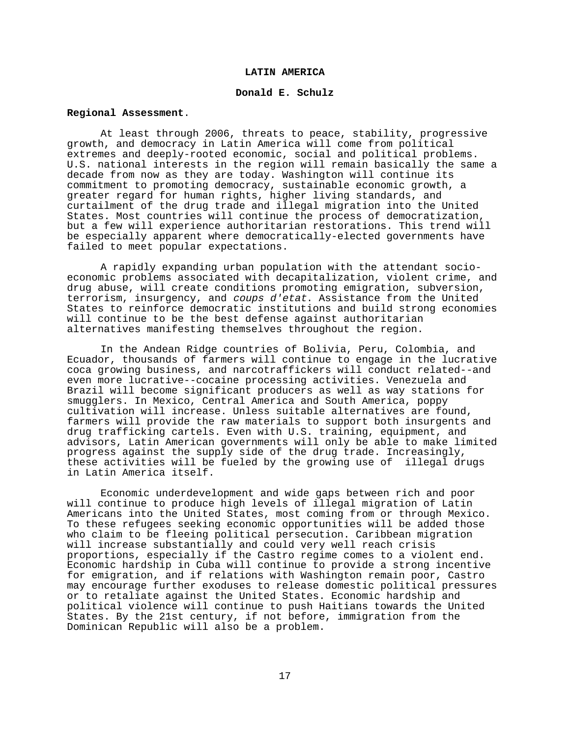# LATIN AMERICA

## Donald E. Schulz

**Regional Assessment.**

At least through 2006, threats to peace, stability, progressive growth, and democracy in Latin America will come from political extremes and deeply-rooted economic, social and political problems. U.S. national interests in the region will remain basically the same a decade from now as they are today. Washington will continue its commitment to promoting democracy, sustainable economic growth, a greater regard for human rights, higher living standards, and curtailment of the drug trade and illegal migration into the United States. Most countries will continue the process of democratization, but a few will experience authoritarian restorations. This trend will be especially apparent where democratically-elected governments have failed to meet popular expectations.

A rapidly expanding urban population with the attendant socio-economic problems associated with decapitalization, violent crime, and drug abuse, will create conditions promoting emigration, subversion, terrorism, insurgency, and *coups d'etat*. Assistance from the United States to reinforce democratic institutions and build strong economies will continue to be the best defense against authoritarian alternatives manifesting themselves throughout the region.

In the Andean Ridge countries of Bolivia, Peru, Colombia, and Ecuador, thousands of farmers will continue to engage in the lucrative coca growing business, and narcotraffickers will conduct related--and even more lucrative--cocaine processing activities. Venezuela and Brazil will become significant producers as well as way stations for smugglers. In Mexico, Central America and South America, poppy cultivation will increase. Unless suitable alternatives are found, farmers will provide the raw materials to support both insurgents and drug trafficking cartels. Even with U.S. training, equipment, and advisors, Latin American governments will only be able to make limited progress against the supply side of the drug trade. Increasingly, these activities will be fueled by the growing use of illegal drugs in Latin America itself.

Economic underdevelopment and wide gaps between rich and poor will continue to produce high levels of illegal migration of Latin Americans into the United States, most coming from or through Mexico. To these refugees seeking economic opportunities will be added those who claim to be fleeing political persecution. Caribbean migration will increase substantially and could very well reach crisis proportions, especially if the Castro regime comes to a violent end. Economic hardship in Cuba will continue to provide a strong incentive for emigration, and if relations with Washington remain poor, Castro may encourage further exoduses to release domestic political pressures or to retaliate against the United States. Economic hardship and political violence will continue to push Haitians towards the United States. By the 21st century, if not before, immigration from the Dominican Republic will also be a problem.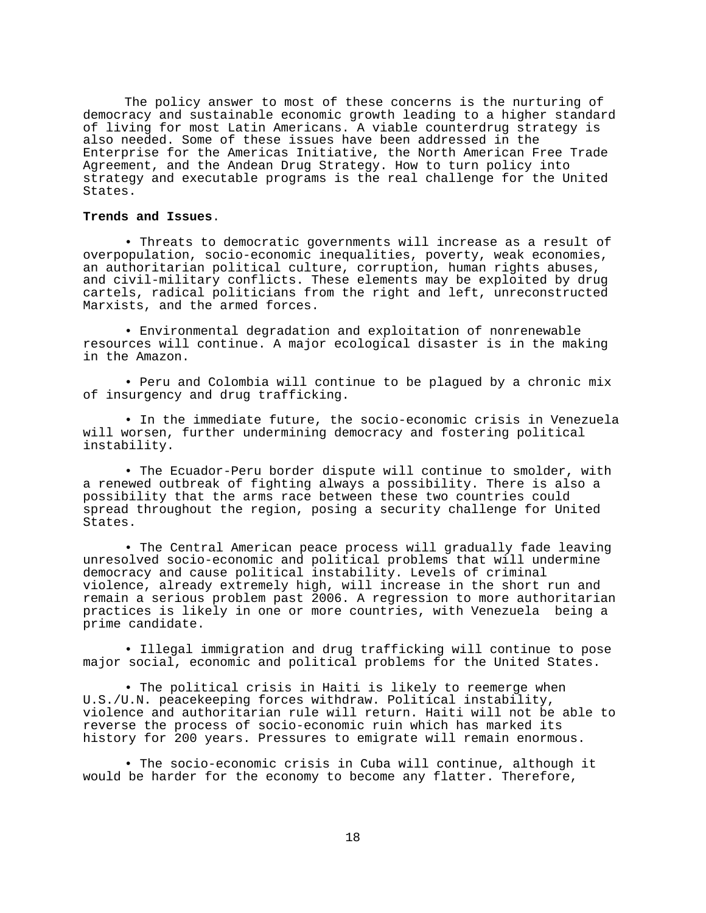The policy answer to most of these concerns is the nurturing of democracy and sustainable economic growth leading to a higher standard of living for most Latin Americans. A viable counterdrug strategy is also needed. Some of these issues have been addressed in the Enterprise for the Americas Initiative, the North American Free Trade Agreement, and the Andean Drug Strategy. How to turn policy into strategy and executable programs is the real challenge for the United States.

**Trends and Issues**.

- Threats to democratic governments will increase as a result of overpopulation, socio-economic inequalities, poverty, weak economies, an authoritarian political culture, corruption, human rights abuses, and civil-military conflicts. These elements may be exploited by drug cartels, radical politicians from the right and left, unreconstructed Marxists, and the armed forces.

- Environmental degradation and exploitation of nonrenewable resources will continue. A major ecological disaster is in the making in the Amazon.

- Peru and Colombia will continue to be plagued by a chronic mix of insurgency and drug trafficking.

- In the immediate future, the socio-economic crisis in Venezuela will worsen, further undermining democracy and fostering political instability.

- The Ecuador-Peru border dispute will continue to smolder, with a renewed outbreak of fighting always a possibility. There is also a possibility that the arms race between these two countries could spread throughout the region, posing a security challenge for United States.

- The Central American peace process will gradually fade leaving unresolved socio-economic and political problems that will undermine democracy and cause political instability. Levels of criminal violence, already extremely high, will increase in the short run and remain a serious problem past 2006. A regression to more authoritarian practices is likely in one or more countries, with Venezuela being a prime candidate.

- Illegal immigration and drug trafficking will continue to pose major social, economic and political problems for the United States.

- The political crisis in Haiti is likely to reemerge when U.S./U.N. peacekeeping forces withdraw. Political instability, violence and authoritarian rule will return. Haiti will not be able to reverse the process of socio-economic ruin which has marked its history for 200 years. Pressures to emigrate will remain enormous.

- The socio-economic crisis in Cuba will continue, although it would be harder for the economy to become any flatter. Therefore,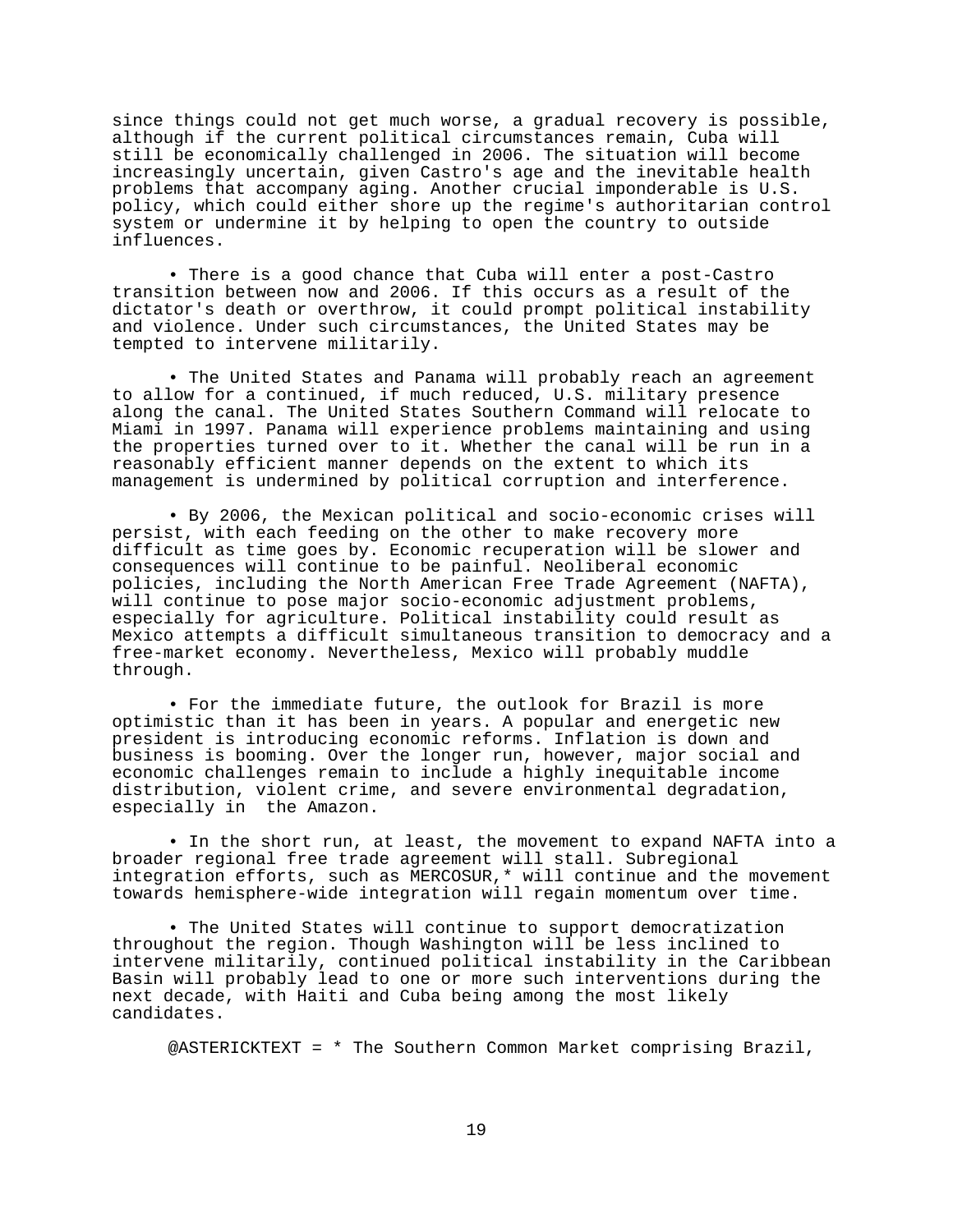since things could not get much worse, a gradual recovery is possible, although if the current political circumstances remain, Cuba will still be economically challenged in 2006. The situation will become increasingly uncertain, given Castro's age and the inevitable health problems that accompany aging. Another crucial imponderable is U.S. policy, which could either shore up the regime's authoritarian control system or undermine it by helping to open the country to outside influences.

- There is a good chance that Cuba will enter a post-Castro transition between now and 2006. If this occurs as a result of the dictator's death or overthrow, it could prompt political instability and violence. Under such circumstances, the United States may be tempted to intervene militarily.

- The United States and Panama will probably reach an agreement to allow for a continued, if much reduced, U.S. military presence along the canal. The United States Southern Command will relocate to Miami in 1997. Panama will experience problems maintaining and using the properties turned over to it. Whether the canal will be run in a reasonably efficient manner depends on the extent to which its management is undermined by political corruption and interference.

- By 2006, the Mexican political and socio-economic crises will persist, with each feeding on the other to make recovery more difficult as time goes by. Economic recuperation will be slower and consequences will continue to be painful. Neoliberal economic policies, including the North American Free Trade Agreement (NAFTA), will continue to pose major socio-economic adjustment problems, especially for agriculture. Political instability could result as Mexico attempts a difficult simultaneous transition to democracy and a free-market economy. Nevertheless, Mexico will probably muddle through.

- For the immediate future, the outlook for Brazil is more optimistic than it has been in years. A popular and energetic new president is introducing economic reforms. Inflation is down and business is booming. Over the longer run, however, major social and economic challenges remain to include a highly inequitable income distribution, violent crime, and severe environmental degradation, especially in the Amazon.

- In the short run, at least, the movement to expand NAFTA into a broader regional free trade agreement will stall. Subregional integration efforts, such as MERCOSUR,* will continue and the movement towards hemisphere-wide integration will regain momentum over time.

- The United States will continue to support democratization throughout the region. Though Washington will be less inclined to intervene militarily, continued political instability in the Caribbean Basin will probably lead to one or more such interventions during the next decade, with Haiti and Cuba being among the most likely candidates.

@ASTERICKTEXT = * The Southern Common Market comprising Brazil,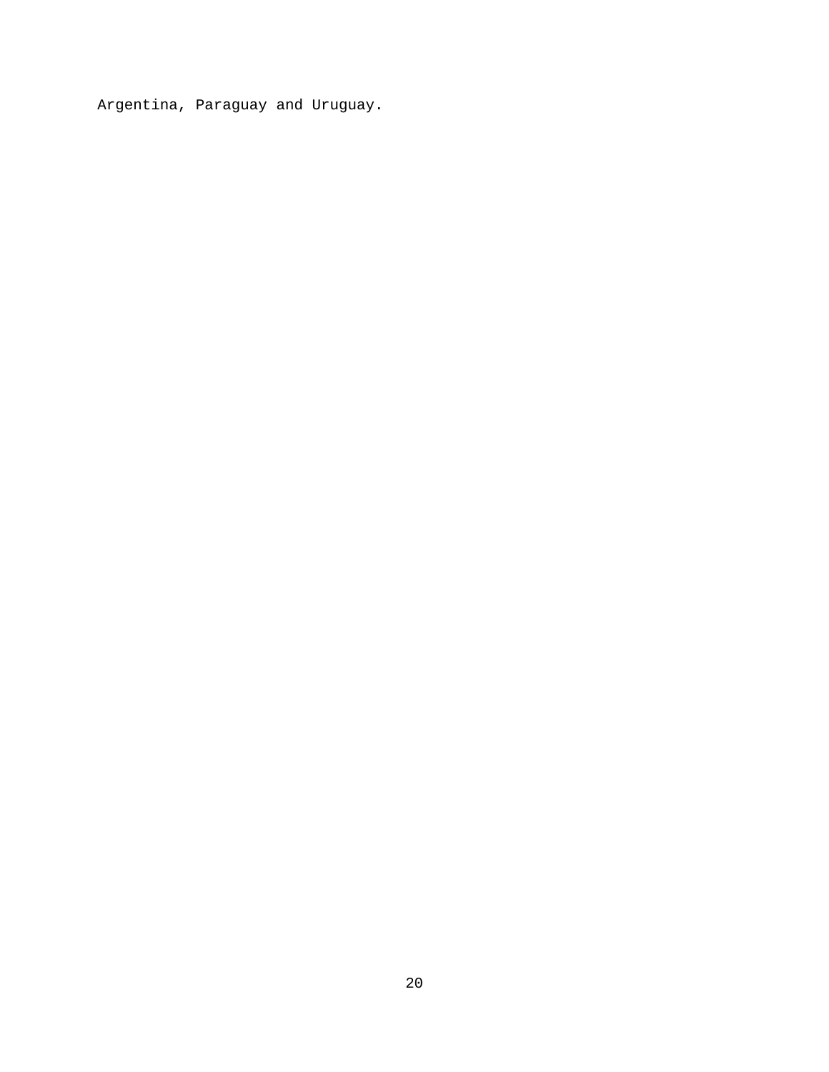Argentina, Paraguay and Uruguay.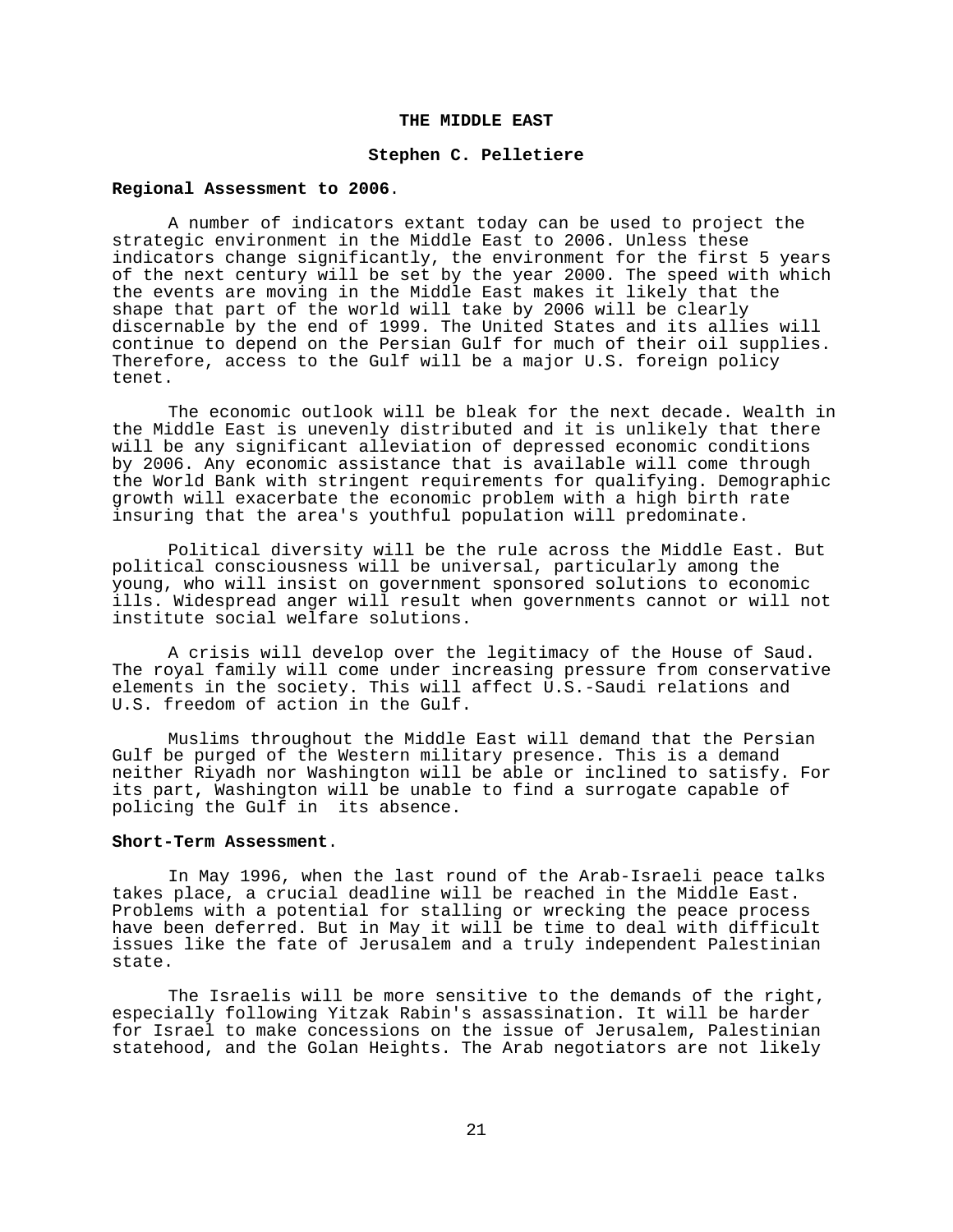## THE MIDDLE EAST

### Stephen C. Pelletiere

**Regional Assessment to 2006.**

A number of indicators extant today can be used to project the strategic environment in the Middle East to 2006. Unless these indicators change significantly, the environment for the first 5 years of the next century will be set by the year 2000. The speed with which the events are moving in the Middle East makes it likely that the shape that part of the world will take by 2006 will be clearly discernable by the end of 1999. The United States and its allies will continue to depend on the Persian Gulf for much of their oil supplies. Therefore, access to the Gulf will be a major U.S. foreign policy tenet.

The economic outlook will be bleak for the next decade. Wealth in the Middle East is unevenly distributed and it is unlikely that there will be any significant alleviation of depressed economic conditions by 2006. Any economic assistance that is available will come through the World Bank with stringent requirements for qualifying. Demographic growth will exacerbate the economic problem with a high birth rate insuring that the area's youthful population will predominate.

Political diversity will be the rule across the Middle East. But political consciousness will be universal, particularly among the young, who will insist on government sponsored solutions to economic ills. Widespread anger will result when governments cannot or will not institute social welfare solutions.

A crisis will develop over the legitimacy of the House of Saud. The royal family will come under increasing pressure from conservative elements in the society. This will affect U.S.-Saudi relations and U.S. freedom of action in the Gulf.

Muslims throughout the Middle East will demand that the Persian Gulf be purged of the Western military presence. This is a demand neither Riyadh nor Washington will be able or inclined to satisfy. For its part, Washington will be unable to find a surrogate capable of policing the Gulf in its absence.

**Short-Term Assessment.**

In May 1996, when the last round of the Arab-Israeli peace talks takes place, a crucial deadline will be reached in the Middle East. Problems with a potential for stalling or wrecking the peace process have been deferred. But in May it will be time to deal with difficult issues like the fate of Jerusalem and a truly independent Palestinian state.

The Israelis will be more sensitive to the demands of the right, especially following Yitzak Rabin's assassination. It will be harder for Israel to make concessions on the issue of Jerusalem, Palestinian statehood, and the Golan Heights. The Arab negotiators are not likely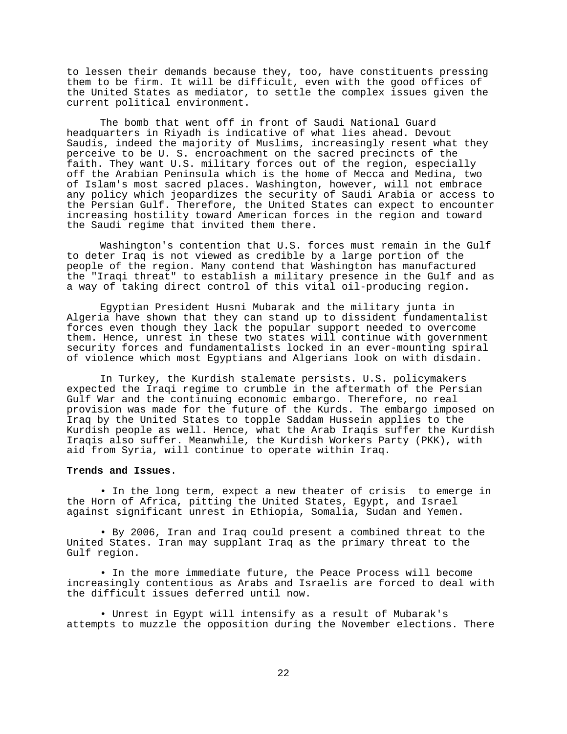to lessen their demands because they, too, have constituents pressing them to be firm. It will be difficult, even with the good offices of the United States as mediator, to settle the complex issues given the current political environment.

The bomb that went off in front of Saudi National Guard headquarters in Riyadh is indicative of what lies ahead. Devout Saudis, indeed the majority of Muslims, increasingly resent what they perceive to be U. S. encroachment on the sacred precincts of the faith. They want U.S. military forces out of the region, especially off the Arabian Peninsula which is the home of Mecca and Medina, two of Islam's most sacred places. Washington, however, will not embrace any policy which jeopardizes the security of Saudi Arabia or access to the Persian Gulf. Therefore, the United States can expect to encounter increasing hostility toward American forces in the region and toward the Saudi regime that invited them there.

Washington's contention that U.S. forces must remain in the Gulf to deter Iraq is not viewed as credible by a large portion of the people of the region. Many contend that Washington has manufactured the "Iraqi threat" to establish a military presence in the Gulf and as a way of taking direct control of this vital oil-producing region.

Egyptian President Husni Mubarak and the military junta in Algeria have shown that they can stand up to dissident fundamentalist forces even though they lack the popular support needed to overcome them. Hence, unrest in these two states will continue with government security forces and fundamentalists locked in an ever-mounting spiral of violence which most Egyptians and Algerians look on with disdain.

In Turkey, the Kurdish stalemate persists. U.S. policymakers expected the Iraqi regime to crumble in the aftermath of the Persian Gulf War and the continuing economic embargo. Therefore, no real provision was made for the future of the Kurds. The embargo imposed on Iraq by the United States to topple Saddam Hussein applies to the Kurdish people as well. Hence, what the Arab Iraqis suffer the Kurdish Iraqis also suffer. Meanwhile, the Kurdish Workers Party (PKK), with aid from Syria, will continue to operate within Iraq.

**Trends and Issues**.

- In the long term, expect a new theater of crisis to emerge in the Horn of Africa, pitting the United States, Egypt, and Israel against significant unrest in Ethiopia, Somalia, Sudan and Yemen.

- By 2006, Iran and Iraq could present a combined threat to the United States. Iran may supplant Iraq as the primary threat to the Gulf region.

- In the more immediate future, the Peace Process will become increasingly contentious as Arabs and Israelis are forced to deal with the difficult issues deferred until now.

- Unrest in Egypt will intensify as a result of Mubarak's attempts to muzzle the opposition during the November elections. There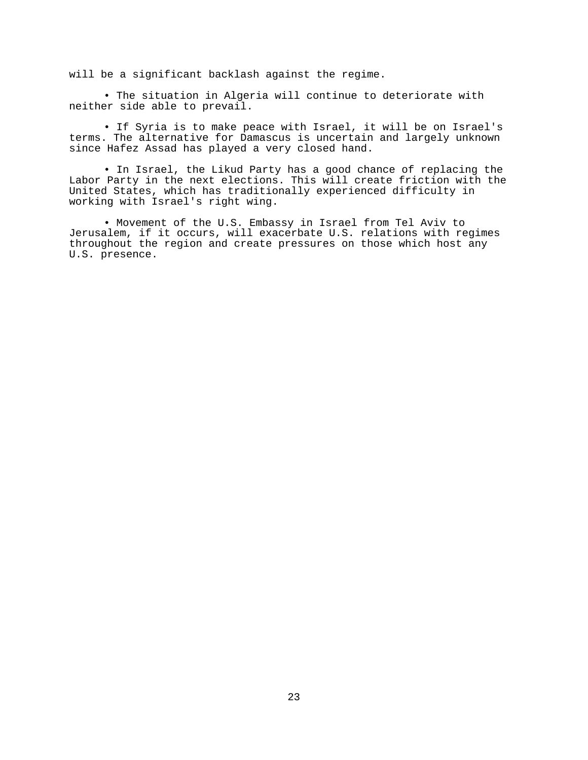will be a significant backlash against the regime.

- The situation in Algeria will continue to deteriorate with neither side able to prevail.

- If Syria is to make peace with Israel, it will be on Israel's terms. The alternative for Damascus is uncertain and largely unknown since Hafez Assad has played a very closed hand.

- In Israel, the Likud Party has a good chance of replacing the Labor Party in the next elections. This will create friction with the United States, which has traditionally experienced difficulty in working with Israel's right wing.

- Movement of the U.S. Embassy in Israel from Tel Aviv to Jerusalem, if it occurs, will exacerbate U.S. relations with regimes throughout the region and create pressures on those which host any U.S. presence.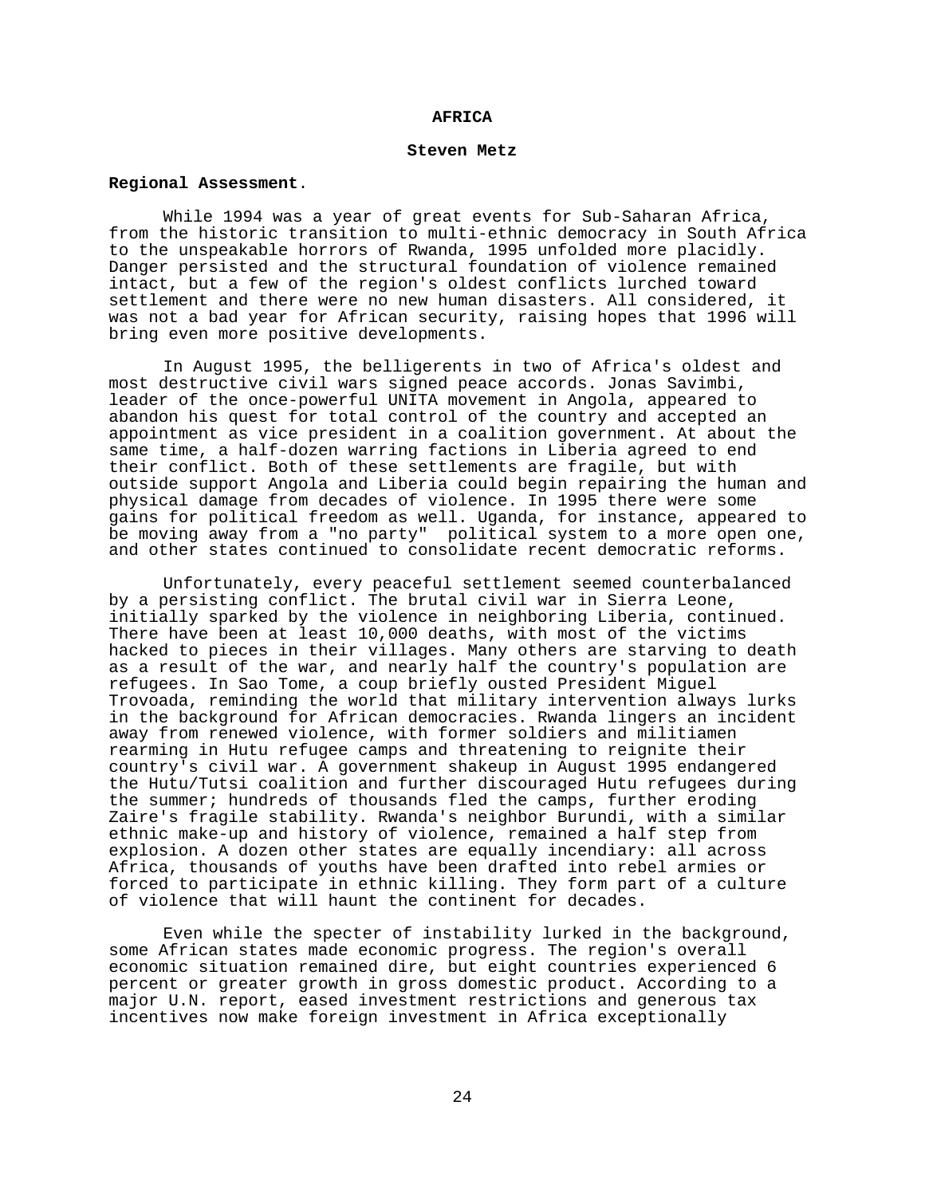# AFRICA

**Steven Metz**

**Regional Assessment**.

While 1994 was a year of great events for Sub-Saharan Africa, from the historic transition to multi-ethnic democracy in South Africa to the unspeakable horrors of Rwanda, 1995 unfolded more placidly. Danger persisted and the structural foundation of violence remained intact, but a few of the region's oldest conflicts lurched toward settlement and there were no new human disasters. All considered, it was not a bad year for African security, raising hopes that 1996 will bring even more positive developments.

In August 1995, the belligerents in two of Africa's oldest and most destructive civil wars signed peace accords. Jonas Savimbi, leader of the once-powerful UNITA movement in Angola, appeared to abandon his quest for total control of the country and accepted an appointment as vice president in a coalition government. At about the same time, a half-dozen warring factions in Liberia agreed to end their conflict. Both of these settlements are fragile, but with outside support Angola and Liberia could begin repairing the human and physical damage from decades of violence. In 1995 there were some gains for political freedom as well. Uganda, for instance, appeared to be moving away from a "no party" political system to a more open one, and other states continued to consolidate recent democratic reforms.

Unfortunately, every peaceful settlement seemed counterbalanced by a persisting conflict. The brutal civil war in Sierra Leone, initially sparked by the violence in neighboring Liberia, continued. There have been at least 10,000 deaths, with most of the victims hacked to pieces in their villages. Many others are starving to death as a result of the war, and nearly half the country's population are refugees. In Sao Tome, a coup briefly ousted President Miguel Trovoada, reminding the world that military intervention always lurks in the background for African democracies. Rwanda lingers an incident away from renewed violence, with former soldiers and militiamen rearming in Hutu refugee camps and threatening to reignite their country's civil war. A government shakeup in August 1995 endangered the Hutu/Tutsi coalition and further discouraged Hutu refugees during the summer; hundreds of thousands fled the camps, further eroding Zaire's fragile stability. Rwanda's neighbor Burundi, with a similar ethnic make-up and history of violence, remained a half step from explosion. A dozen other states are equally incendiary: all across Africa, thousands of youths have been drafted into rebel armies or forced to participate in ethnic killing. They form part of a culture of violence that will haunt the continent for decades.

Even while the specter of instability lurked in the background, some African states made economic progress. The region's overall economic situation remained dire, but eight countries experienced 6 percent or greater growth in gross domestic product. According to a major U.N. report, eased investment restrictions and generous tax incentives now make foreign investment in Africa exceptionally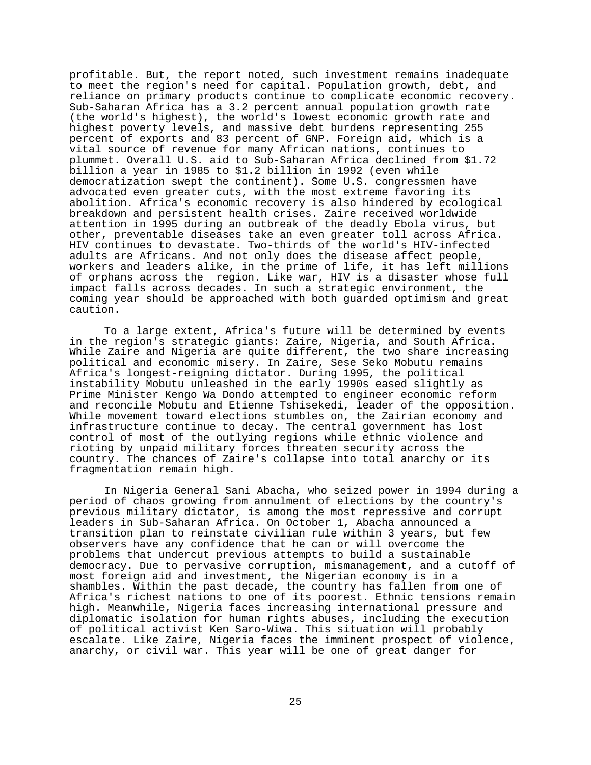profitable. But, the report noted, such investment remains inadequate to meet the region's need for capital. Population growth, debt, and reliance on primary products continue to complicate economic recovery. Sub-Saharan Africa has a 3.2 percent annual population growth rate (the world's highest), the world's lowest economic growth rate and highest poverty levels, and massive debt burdens representing 255 percent of exports and 83 percent of GNP. Foreign aid, which is a vital source of revenue for many African nations, continues to plummet. Overall U.S. aid to Sub-Saharan Africa declined from $1.72 billion a year in 1985 to $1.2 billion in 1992 (even while democratization swept the continent). Some U.S. congressmen have advocated even greater cuts, with the most extreme favoring its abolition. Africa's economic recovery is also hindered by ecological breakdown and persistent health crises. Zaire received worldwide attention in 1995 during an outbreak of the deadly Ebola virus, but other, preventable diseases take an even greater toll across Africa. HIV continues to devastate. Two-thirds of the world's HIV-infected adults are Africans. And not only does the disease affect people, workers and leaders alike, in the prime of life, it has left millions of orphans across the region. Like war, HIV is a disaster whose full impact falls across decades. In such a strategic environment, the coming year should be approached with both guarded optimism and great caution.

To a large extent, Africa's future will be determined by events in the region's strategic giants: Zaire, Nigeria, and South Africa. While Zaire and Nigeria are quite different, the two share increasing political and economic misery. In Zaire, Sese Seko Mobutu remains Africa's longest-reigning dictator. During 1995, the political instability Mobutu unleashed in the early 1990s eased slightly as Prime Minister Kengo Wa Dondo attempted to engineer economic reform and reconcile Mobutu and Etienne Tshisekedi, leader of the opposition. While movement toward elections stumbles on, the Zairian economy and infrastructure continue to decay. The central government has lost control of most of the outlying regions while ethnic violence and rioting by unpaid military forces threaten security across the country. The chances of Zaire's collapse into total anarchy or its fragmentation remain high.

In Nigeria General Sani Abacha, who seized power in 1994 during a period of chaos growing from annulment of elections by the country's previous military dictator, is among the most repressive and corrupt leaders in Sub-Saharan Africa. On October 1, Abacha announced a transition plan to reinstate civilian rule within 3 years, but few observers have any confidence that he can or will overcome the problems that undercut previous attempts to build a sustainable democracy. Due to pervasive corruption, mismanagement, and a cutoff of most foreign aid and investment, the Nigerian economy is in a shambles. Within the past decade, the country has fallen from one of Africa's richest nations to one of its poorest. Ethnic tensions remain high. Meanwhile, Nigeria faces increasing international pressure and diplomatic isolation for human rights abuses, including the execution of political activist Ken Saro-Wiwa. This situation will probably escalate. Like Zaire, Nigeria faces the imminent prospect of violence, anarchy, or civil war. This year will be one of great danger for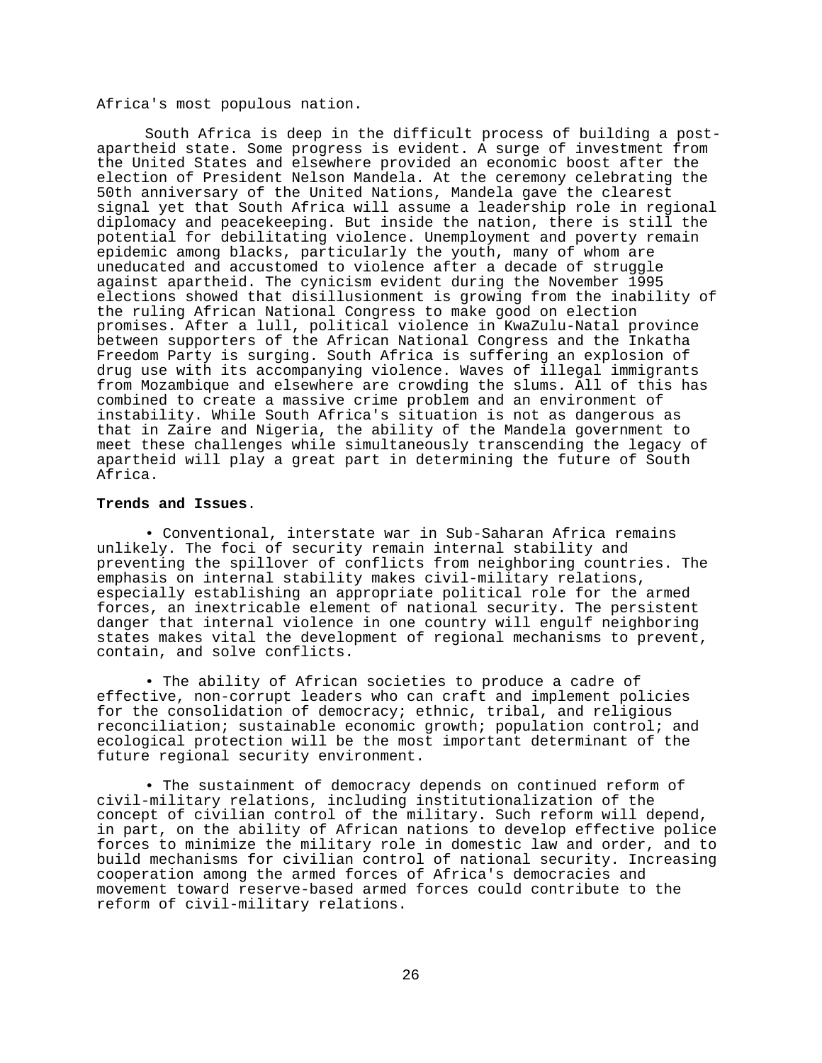Africa's most populous nation.

South Africa is deep in the difficult process of building a post-apartheid state. Some progress is evident. A surge of investment from the United States and elsewhere provided an economic boost after the election of President Nelson Mandela. At the ceremony celebrating the 50th anniversary of the United Nations, Mandela gave the clearest signal yet that South Africa will assume a leadership role in regional diplomacy and peacekeeping. But inside the nation, there is still the potential for debilitating violence. Unemployment and poverty remain epidemic among blacks, particularly the youth, many of whom are uneducated and accustomed to violence after a decade of struggle against apartheid. The cynicism evident during the November 1995 elections showed that disillusionment is growing from the inability of the ruling African National Congress to make good on election promises. After a lull, political violence in KwaZulu-Natal province between supporters of the African National Congress and the Inkatha Freedom Party is surging. South Africa is suffering an explosion of drug use with its accompanying violence. Waves of illegal immigrants from Mozambique and elsewhere are crowding the slums. All of this has combined to create a massive crime problem and an environment of instability. While South Africa's situation is not as dangerous as that in Zaire and Nigeria, the ability of the Mandela government to meet these challenges while simultaneously transcending the legacy of apartheid will play a great part in determining the future of South Africa.

**Trends and Issues**.

- Conventional, interstate war in Sub-Saharan Africa remains unlikely. The foci of security remain internal stability and preventing the spillover of conflicts from neighboring countries. The emphasis on internal stability makes civil-military relations, especially establishing an appropriate political role for the armed forces, an inextricable element of national security. The persistent danger that internal violence in one country will engulf neighboring states makes vital the development of regional mechanisms to prevent, contain, and solve conflicts.

- The ability of African societies to produce a cadre of effective, non-corrupt leaders who can craft and implement policies for the consolidation of democracy; ethnic, tribal, and religious reconciliation; sustainable economic growth; population control; and ecological protection will be the most important determinant of the future regional security environment.

- The sustainment of democracy depends on continued reform of civil-military relations, including institutionalization of the concept of civilian control of the military. Such reform will depend, in part, on the ability of African nations to develop effective police forces to minimize the military role in domestic law and order, and to build mechanisms for civilian control of national security. Increasing cooperation among the armed forces of Africa's democracies and movement toward reserve-based armed forces could contribute to the reform of civil-military relations.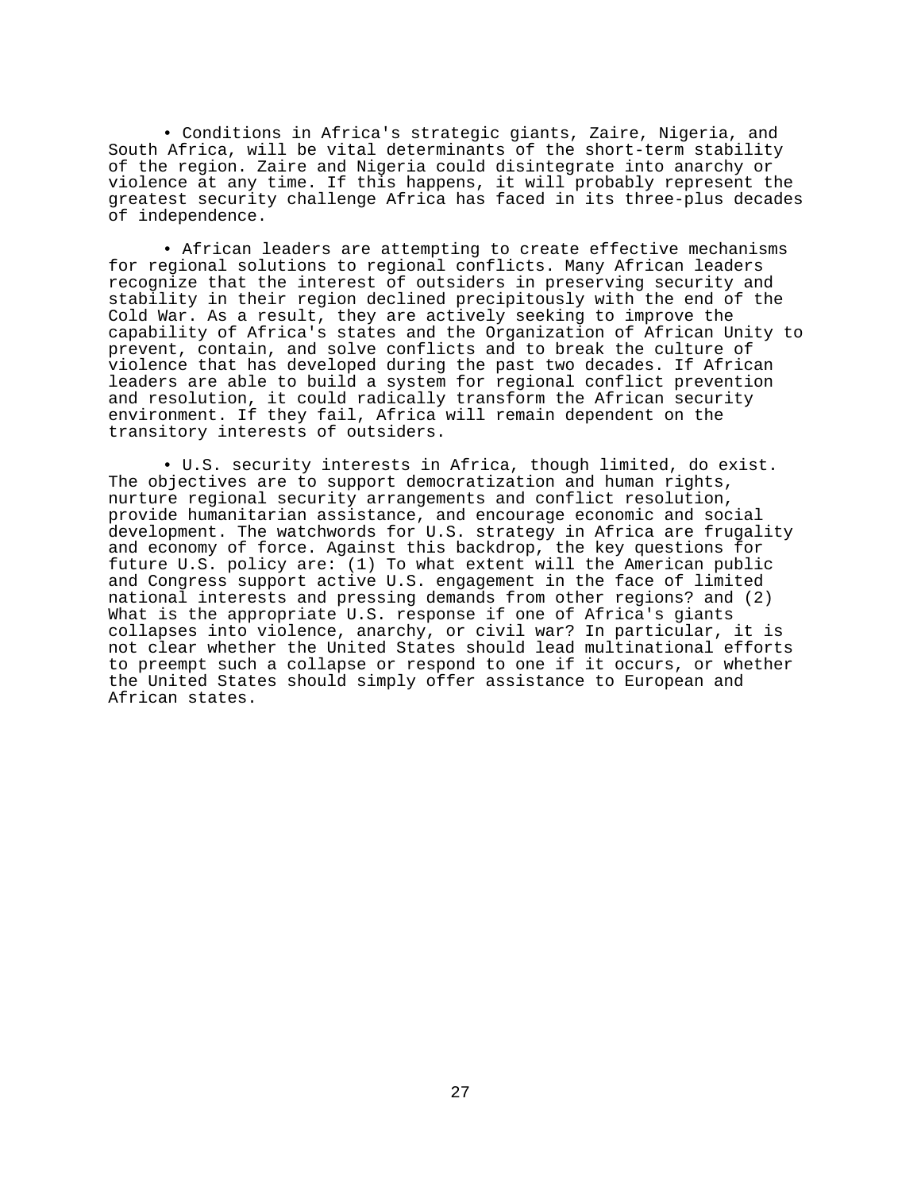• Conditions in Africa's strategic giants, Zaire, Nigeria, and South Africa, will be vital determinants of the short-term stability of the region. Zaire and Nigeria could disintegrate into anarchy or violence at any time. If this happens, it will probably represent the greatest security challenge Africa has faced in its three-plus decades of independence.

• African leaders are attempting to create effective mechanisms for regional solutions to regional conflicts. Many African leaders recognize that the interest of outsiders in preserving security and stability in their region declined precipitously with the end of the Cold War. As a result, they are actively seeking to improve the capability of Africa's states and the Organization of African Unity to prevent, contain, and solve conflicts and to break the culture of violence that has developed during the past two decades. If African leaders are able to build a system for regional conflict prevention and resolution, it could radically transform the African security environment. If they fail, Africa will remain dependent on the transitory interests of outsiders.

• U.S. security interests in Africa, though limited, do exist. The objectives are to support democratization and human rights, nurture regional security arrangements and conflict resolution, provide humanitarian assistance, and encourage economic and social development. The watchwords for U.S. strategy in Africa are frugality and economy of force. Against this backdrop, the key questions for future U.S. policy are: (1) To what extent will the American public and Congress support active U.S. engagement in the face of limited national interests and pressing demands from other regions? and (2) What is the appropriate U.S. response if one of Africa's giants collapses into violence, anarchy, or civil war? In particular, it is not clear whether the United States should lead multinational efforts to preempt such a collapse or respond to one if it occurs, or whether the United States should simply offer assistance to European and African states.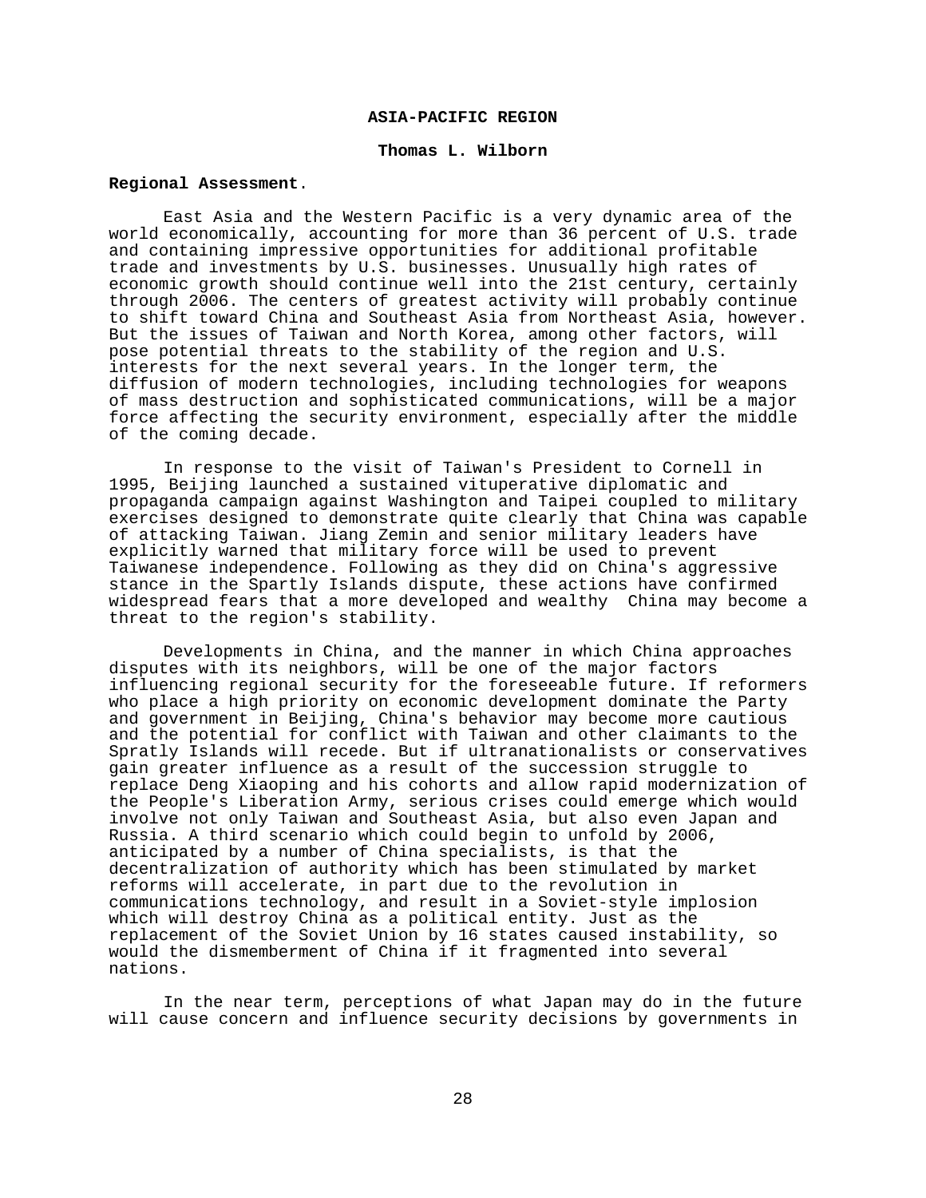**ASIA-PACIFIC REGION**

**Thomas L. Wilborn**

**Regional Assessment**.

East Asia and the Western Pacific is a very dynamic area of the world economically, accounting for more than 36 percent of U.S. trade and containing impressive opportunities for additional profitable trade and investments by U.S. businesses. Unusually high rates of economic growth should continue well into the 21st century, certainly through 2006. The centers of greatest activity will probably continue to shift toward China and Southeast Asia from Northeast Asia, however. But the issues of Taiwan and North Korea, among other factors, will pose potential threats to the stability of the region and U.S. interests for the next several years. In the longer term, the diffusion of modern technologies, including technologies for weapons of mass destruction and sophisticated communications, will be a major force affecting the security environment, especially after the middle of the coming decade.

In response to the visit of Taiwan's President to Cornell in 1995, Beijing launched a sustained vituperative diplomatic and propaganda campaign against Washington and Taipei coupled to military exercises designed to demonstrate quite clearly that China was capable of attacking Taiwan. Jiang Zemin and senior military leaders have explicitly warned that military force will be used to prevent Taiwanese independence. Following as they did on China's aggressive stance in the Spartly Islands dispute, these actions have confirmed widespread fears that a more developed and wealthy China may become a threat to the region's stability.

Developments in China, and the manner in which China approaches disputes with its neighbors, will be one of the major factors influencing regional security for the foreseeable future. If reformers who place a high priority on economic development dominate the Party and government in Beijing, China's behavior may become more cautious and the potential for conflict with Taiwan and other claimants to the Spratly Islands will recede. But if ultranationalists or conservatives gain greater influence as a result of the succession struggle to replace Deng Xiaoping and his cohorts and allow rapid modernization of the People's Liberation Army, serious crises could emerge which would involve not only Taiwan and Southeast Asia, but also even Japan and Russia. A third scenario which could begin to unfold by 2006, anticipated by a number of China specialists, is that the decentralization of authority which has been stimulated by market reforms will accelerate, in part due to the revolution in communications technology, and result in a Soviet-style implosion which will destroy China as a political entity. Just as the replacement of the Soviet Union by 16 states caused instability, so would the dismemberment of China if it fragmented into several nations.

In the near term, perceptions of what Japan may do in the future will cause concern and influence security decisions by governments in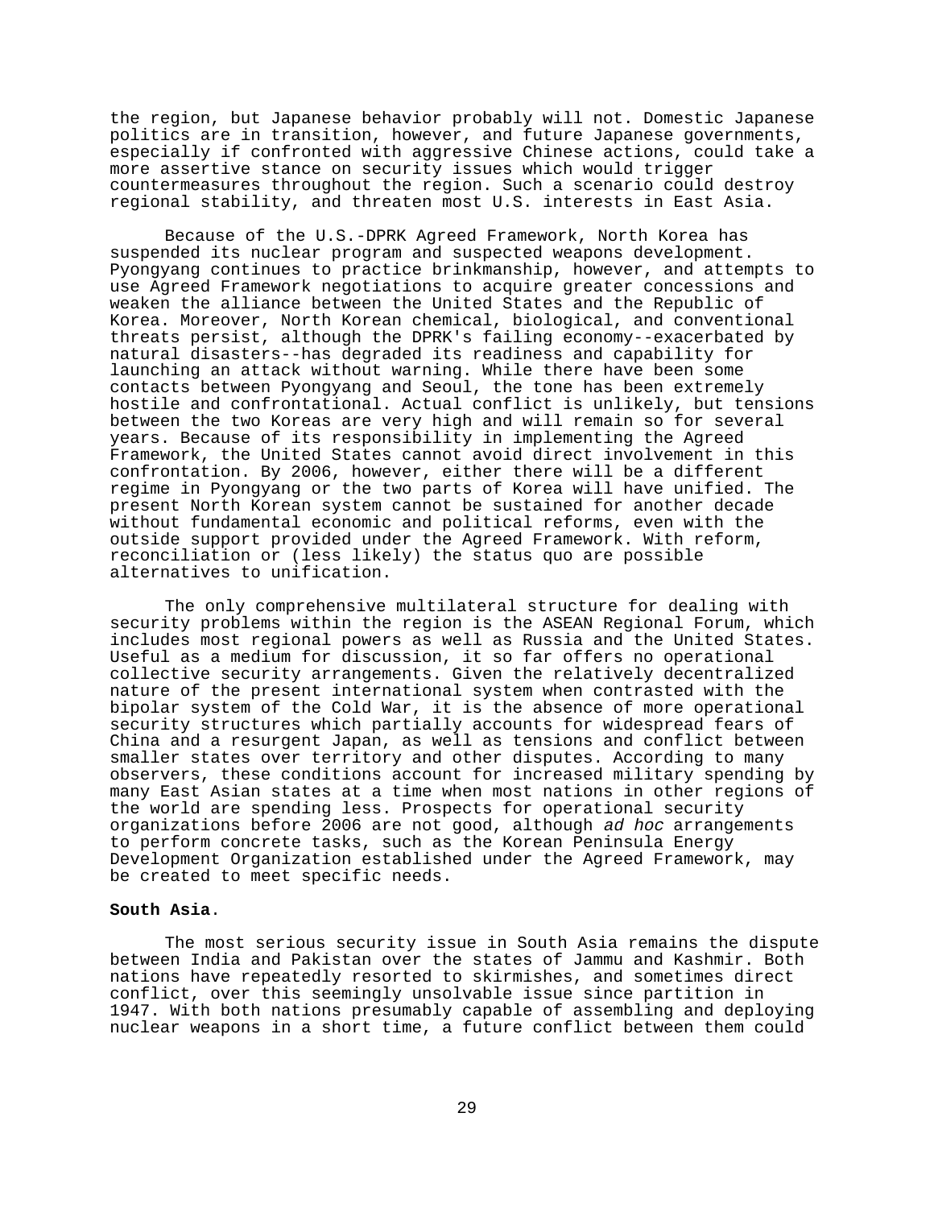the region, but Japanese behavior probably will not. Domestic Japanese politics are in transition, however, and future Japanese governments, especially if confronted with aggressive Chinese actions, could take a more assertive stance on security issues which would trigger countermeasures throughout the region. Such a scenario could destroy regional stability, and threaten most U.S. interests in East Asia.

Because of the U.S.-DPRK Agreed Framework, North Korea has suspended its nuclear program and suspected weapons development. Pyongyang continues to practice brinkmanship, however, and attempts to use Agreed Framework negotiations to acquire greater concessions and weaken the alliance between the United States and the Republic of Korea. Moreover, North Korean chemical, biological, and conventional threats persist, although the DPRK's failing economy--exacerbated by natural disasters--has degraded its readiness and capability for launching an attack without warning. While there have been some contacts between Pyongyang and Seoul, the tone has been extremely hostile and confrontational. Actual conflict is unlikely, but tensions between the two Koreas are very high and will remain so for several years. Because of its responsibility in implementing the Agreed Framework, the United States cannot avoid direct involvement in this confrontation. By 2006, however, either there will be a different regime in Pyongyang or the two parts of Korea will have unified. The present North Korean system cannot be sustained for another decade without fundamental economic and political reforms, even with the outside support provided under the Agreed Framework. With reform, reconciliation or (less likely) the status quo are possible alternatives to unification.

The only comprehensive multilateral structure for dealing with security problems within the region is the ASEAN Regional Forum, which includes most regional powers as well as Russia and the United States. Useful as a medium for discussion, it so far offers no operational collective security arrangements. Given the relatively decentralized nature of the present international system when contrasted with the bipolar system of the Cold War, it is the absence of more operational security structures which partially accounts for widespread fears of China and a resurgent Japan, as well as tensions and conflict between smaller states over territory and other disputes. According to many observers, these conditions account for increased military spending by many East Asian states at a time when most nations in other regions of the world are spending less. Prospects for operational security organizations before 2006 are not good, although *ad hoc* arrangements to perform concrete tasks, such as the Korean Peninsula Energy Development Organization established under the Agreed Framework, may be created to meet specific needs.

**South Asia**.

The most serious security issue in South Asia remains the dispute between India and Pakistan over the states of Jammu and Kashmir. Both nations have repeatedly resorted to skirmishes, and sometimes direct conflict, over this seemingly unsolvable issue since partition in 1947. With both nations presumably capable of assembling and deploying nuclear weapons in a short time, a future conflict between them could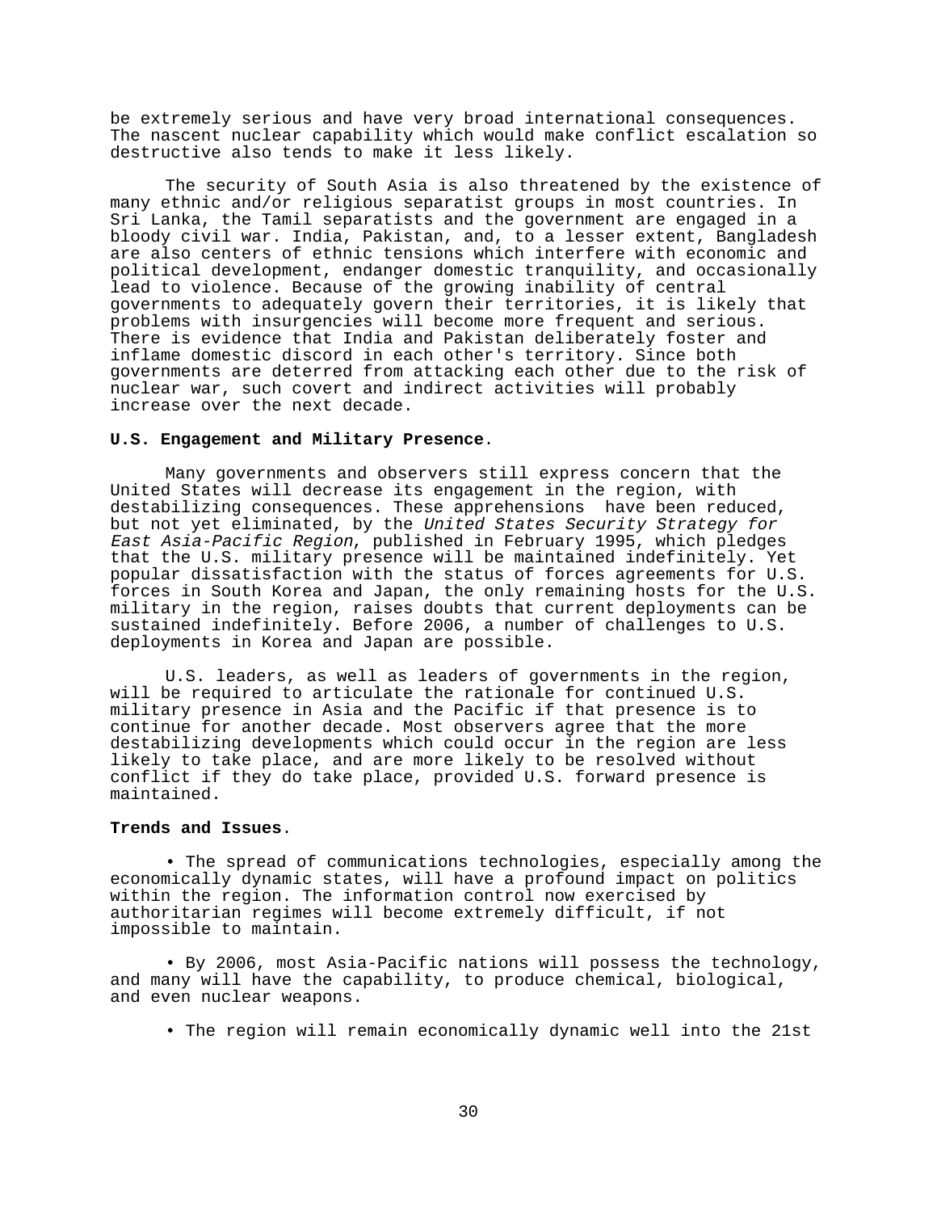be extremely serious and have very broad international consequences. The nascent nuclear capability which would make conflict escalation so destructive also tends to make it less likely.

The security of South Asia is also threatened by the existence of many ethnic and/or religious separatist groups in most countries. In Sri Lanka, the Tamil separatists and the government are engaged in a bloody civil war. India, Pakistan, and, to a lesser extent, Bangladesh are also centers of ethnic tensions which interfere with economic and political development, endanger domestic tranquility, and occasionally lead to violence. Because of the growing inability of central governments to adequately govern their territories, it is likely that problems with insurgencies will become more frequent and serious. There is evidence that India and Pakistan deliberately foster and inflame domestic discord in each other's territory. Since both governments are deterred from attacking each other due to the risk of nuclear war, such covert and indirect activities will probably increase over the next decade.

**U.S. Engagement and Military Presence**.

Many governments and observers still express concern that the United States will decrease its engagement in the region, with destabilizing consequences. These apprehensions have been reduced, but not yet eliminated, by the *United States Security Strategy for East Asia-Pacific Region*, published in February 1995, which pledges that the U.S. military presence will be maintained indefinitely. Yet popular dissatisfaction with the status of forces agreements for U.S. forces in South Korea and Japan, the only remaining hosts for the U.S. military in the region, raises doubts that current deployments can be sustained indefinitely. Before 2006, a number of challenges to U.S. deployments in Korea and Japan are possible.

U.S. leaders, as well as leaders of governments in the region, will be required to articulate the rationale for continued U.S. military presence in Asia and the Pacific if that presence is to continue for another decade. Most observers agree that the more destabilizing developments which could occur in the region are less likely to take place, and are more likely to be resolved without conflict if they do take place, provided U.S. forward presence is maintained.

**Trends and Issues**.

- The spread of communications technologies, especially among the economically dynamic states, will have a profound impact on politics within the region. The information control now exercised by authoritarian regimes will become extremely difficult, if not impossible to maintain.

- By 2006, most Asia-Pacific nations will possess the technology, and many will have the capability, to produce chemical, biological, and even nuclear weapons.

- The region will remain economically dynamic well into the 21st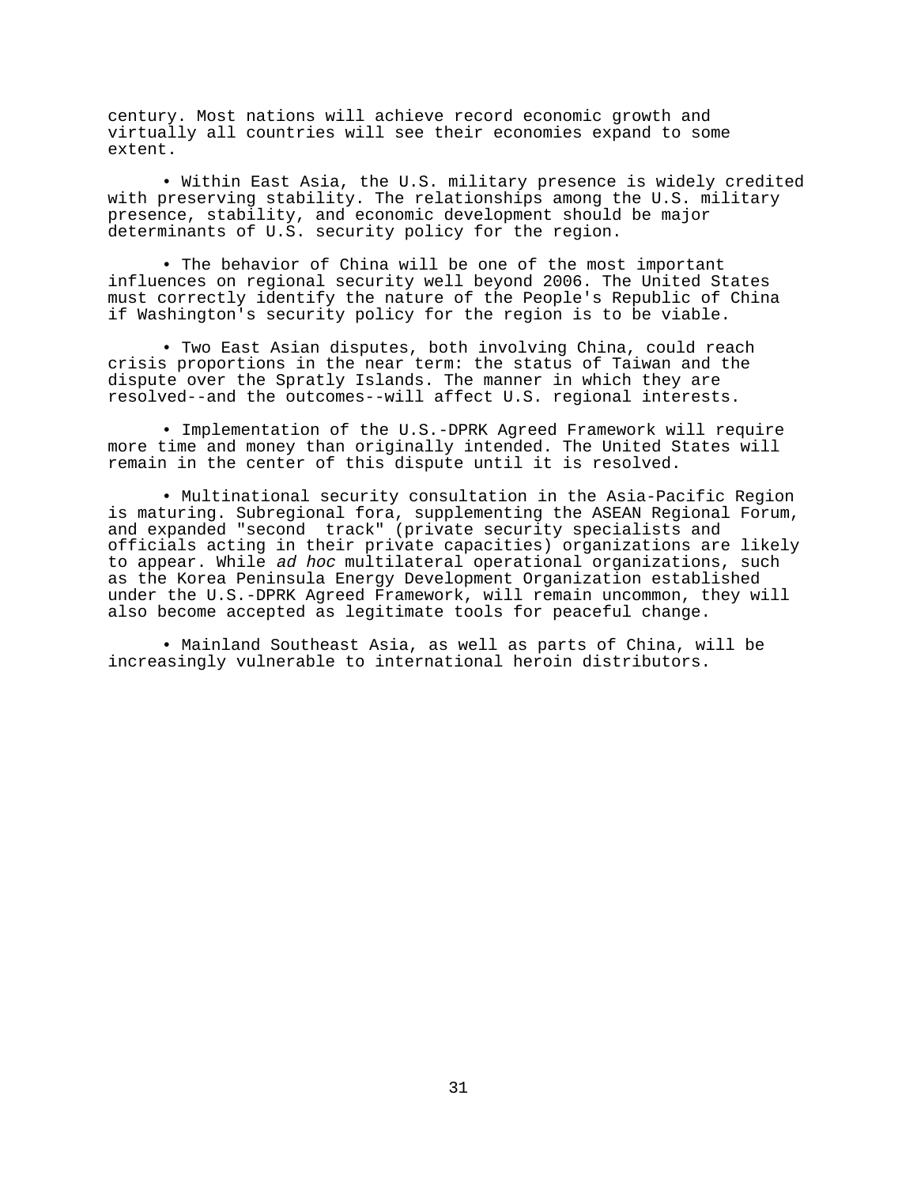century. Most nations will achieve record economic growth and virtually all countries will see their economies expand to some extent.

- Within East Asia, the U.S. military presence is widely credited with preserving stability. The relationships among the U.S. military presence, stability, and economic development should be major determinants of U.S. security policy for the region.

- The behavior of China will be one of the most important influences on regional security well beyond 2006. The United States must correctly identify the nature of the People's Republic of China if Washington's security policy for the region is to be viable.

- Two East Asian disputes, both involving China, could reach crisis proportions in the near term: the status of Taiwan and the dispute over the Spratly Islands. The manner in which they are resolved--and the outcomes--will affect U.S. regional interests.

- Implementation of the U.S.-DPRK Agreed Framework will require more time and money than originally intended. The United States will remain in the center of this dispute until it is resolved.

- Multinational security consultation in the Asia-Pacific Region is maturing. Subregional fora, supplementing the ASEAN Regional Forum, and expanded "second track" (private security specialists and officials acting in their private capacities) organizations are likely to appear. While *ad hoc* multilateral operational organizations, such as the Korea Peninsula Energy Development Organization established under the U.S.-DPRK Agreed Framework, will remain uncommon, they will also become accepted as legitimate tools for peaceful change.

- Mainland Southeast Asia, as well as parts of China, will be increasingly vulnerable to international heroin distributors.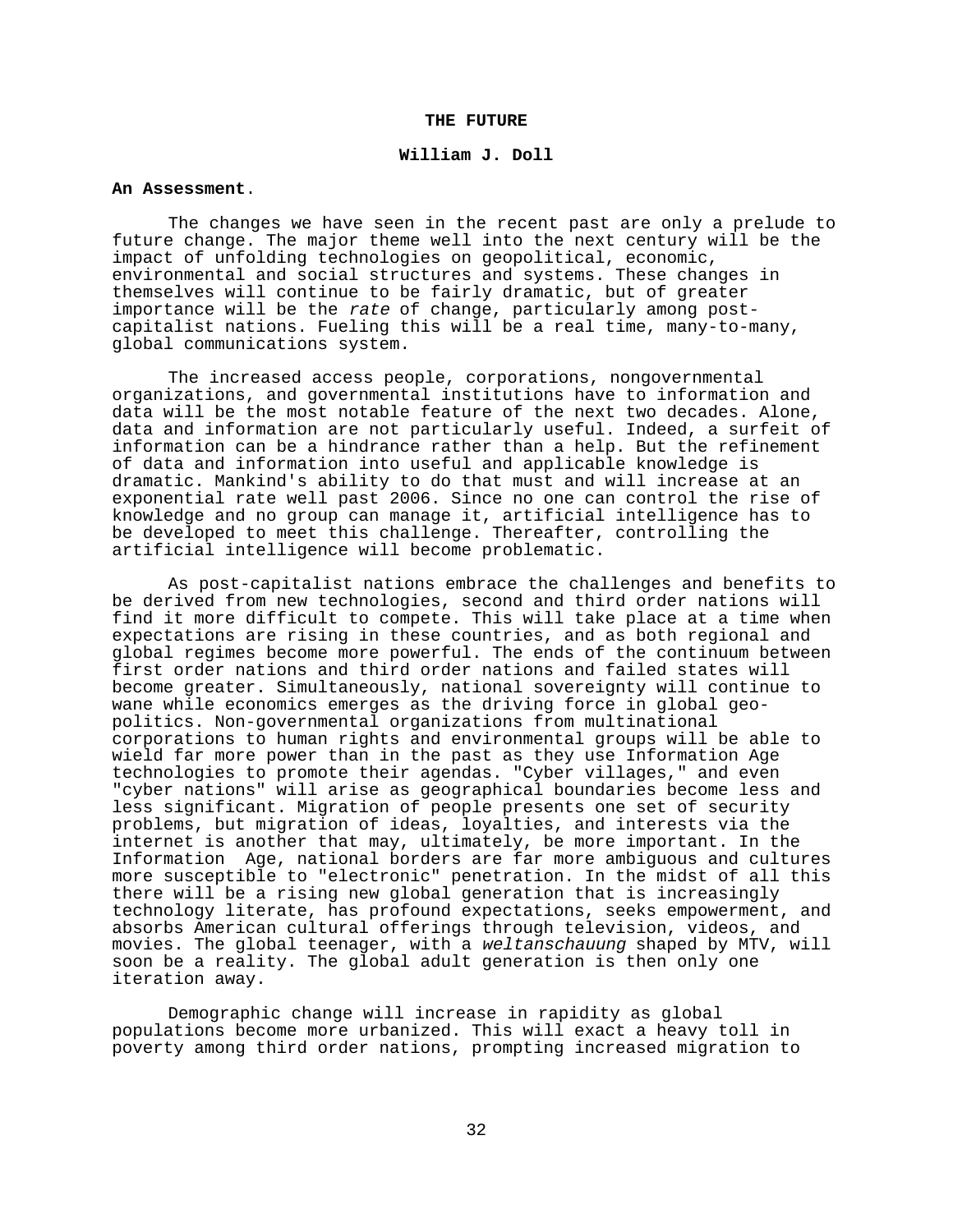# THE FUTURE

## William J. Doll

**An Assessment.**

The changes we have seen in the recent past are only a prelude to future change. The major theme well into the next century will be the impact of unfolding technologies on geopolitical, economic, environmental and social structures and systems. These changes in themselves will continue to be fairly dramatic, but of greater importance will be the *rate* of change, particularly among post-capitalist nations. Fueling this will be a real time, many-to-many, global communications system.

The increased access people, corporations, nongovernmental organizations, and governmental institutions have to information and data will be the most notable feature of the next two decades. Alone, data and information are not particularly useful. Indeed, a surfeit of information can be a hindrance rather than a help. But the refinement of data and information into useful and applicable knowledge is dramatic. Mankind's ability to do that must and will increase at an exponential rate well past 2006. Since no one can control the rise of knowledge and no group can manage it, artificial intelligence has to be developed to meet this challenge. Thereafter, controlling the artificial intelligence will become problematic.

As post-capitalist nations embrace the challenges and benefits to be derived from new technologies, second and third order nations will find it more difficult to compete. This will take place at a time when expectations are rising in these countries, and as both regional and global regimes become more powerful. The ends of the continuum between first order nations and third order nations and failed states will become greater. Simultaneously, national sovereignty will continue to wane while economics emerges as the driving force in global geo-politics. Non-governmental organizations from multinational corporations to human rights and environmental groups will be able to wield far more power than in the past as they use Information Age technologies to promote their agendas. "Cyber villages," and even "cyber nations" will arise as geographical boundaries become less and less significant. Migration of people presents one set of security problems, but migration of ideas, loyalties, and interests via the internet is another that may, ultimately, be more important. In the Information Age, national borders are far more ambiguous and cultures more susceptible to "electronic" penetration. In the midst of all this there will be a rising new global generation that is increasingly technology literate, has profound expectations, seeks empowerment, and absorbs American cultural offerings through television, videos, and movies. The global teenager, with a *weltanschauung* shaped by MTV, will soon be a reality. The global adult generation is then only one iteration away.

Demographic change will increase in rapidity as global populations become more urbanized. This will exact a heavy toll in poverty among third order nations, prompting increased migration to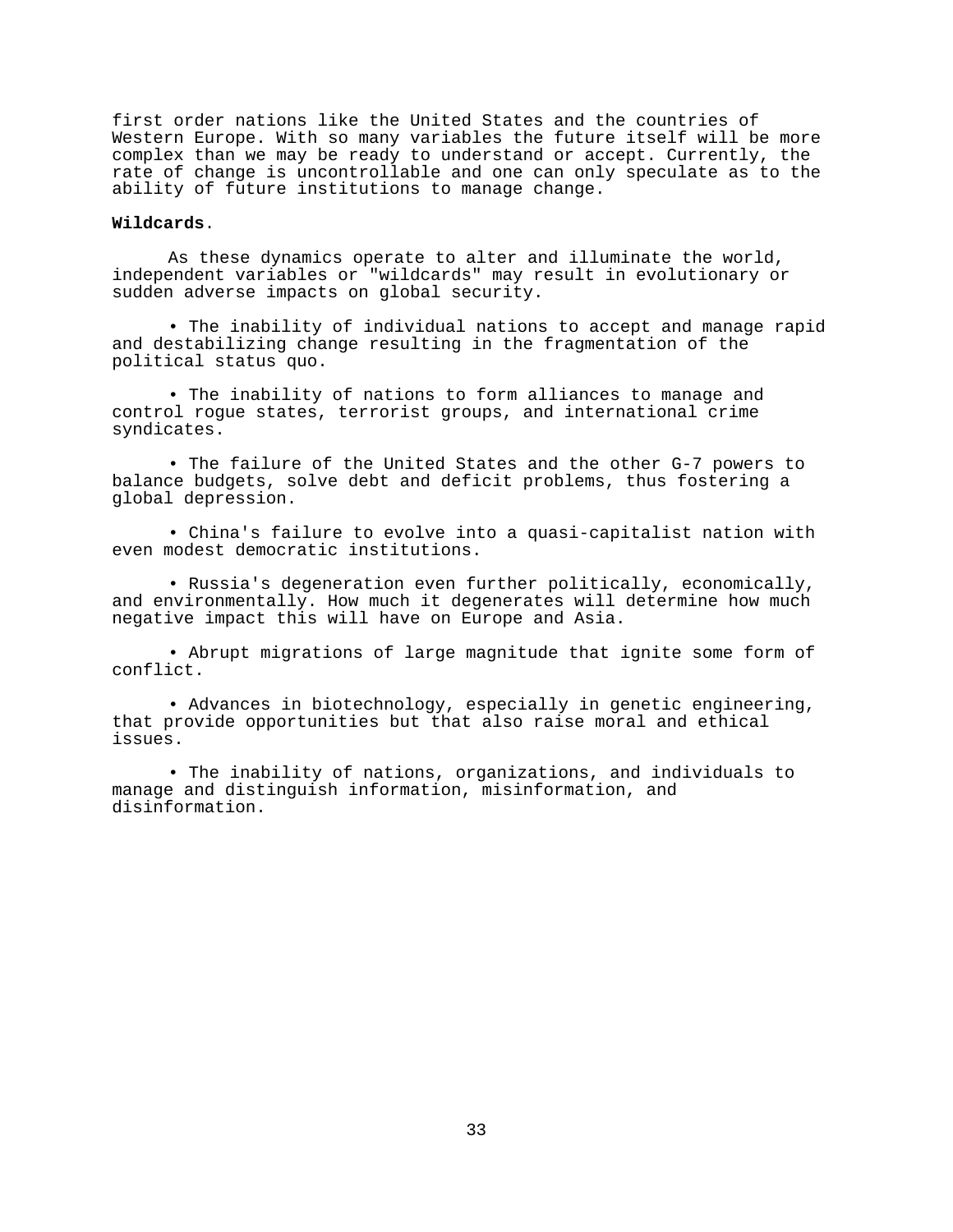first order nations like the United States and the countries of Western Europe. With so many variables the future itself will be more complex than we may be ready to understand or accept. Currently, the rate of change is uncontrollable and one can only speculate as to the ability of future institutions to manage change.

**Wildcards**.

As these dynamics operate to alter and illuminate the world, independent variables or "wildcards" may result in evolutionary or sudden adverse impacts on global security.

- The inability of individual nations to accept and manage rapid and destabilizing change resulting in the fragmentation of the political status quo.

- The inability of nations to form alliances to manage and control rogue states, terrorist groups, and international crime syndicates.

- The failure of the United States and the other G-7 powers to balance budgets, solve debt and deficit problems, thus fostering a global depression.

- China's failure to evolve into a quasi-capitalist nation with even modest democratic institutions.

- Russia's degeneration even further politically, economically, and environmentally. How much it degenerates will determine how much negative impact this will have on Europe and Asia.

- Abrupt migrations of large magnitude that ignite some form of conflict.

- Advances in biotechnology, especially in genetic engineering, that provide opportunities but that also raise moral and ethical issues.

- The inability of nations, organizations, and individuals to manage and distinguish information, misinformation, and disinformation.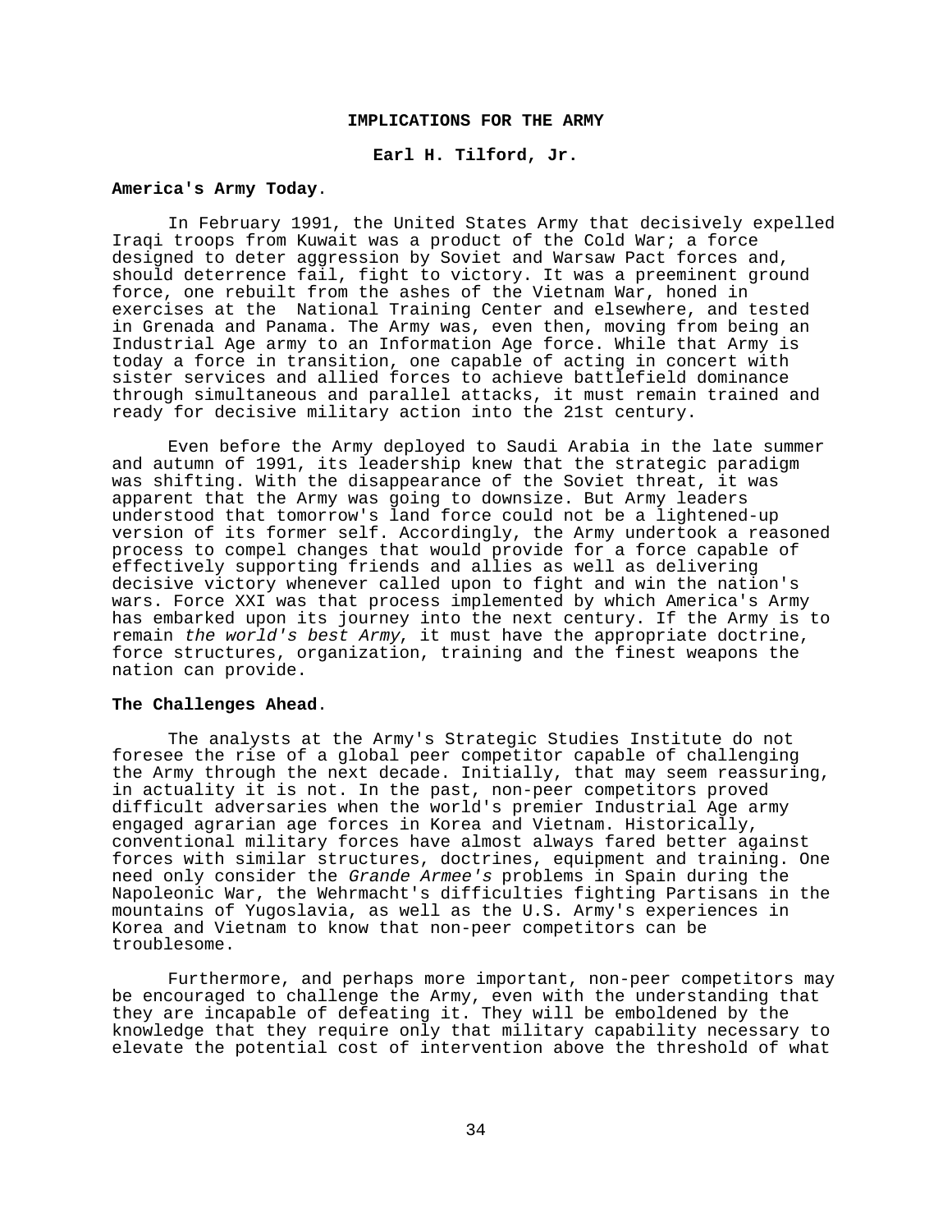## IMPLICATIONS FOR THE ARMY

**Earl H. Tilford, Jr.**

**America's Army Today.**

In February 1991, the United States Army that decisively expelled Iraqi troops from Kuwait was a product of the Cold War; a force designed to deter aggression by Soviet and Warsaw Pact forces and, should deterrence fail, fight to victory. It was a preeminent ground force, one rebuilt from the ashes of the Vietnam War, honed in exercises at the National Training Center and elsewhere, and tested in Grenada and Panama. The Army was, even then, moving from being an Industrial Age army to an Information Age force. While that Army is today a force in transition, one capable of acting in concert with sister services and allied forces to achieve battlefield dominance through simultaneous and parallel attacks, it must remain trained and ready for decisive military action into the 21st century.

Even before the Army deployed to Saudi Arabia in the late summer and autumn of 1991, its leadership knew that the strategic paradigm was shifting. With the disappearance of the Soviet threat, it was apparent that the Army was going to downsize. But Army leaders understood that tomorrow's land force could not be a lightened-up version of its former self. Accordingly, the Army undertook a reasoned process to compel changes that would provide for a force capable of effectively supporting friends and allies as well as delivering decisive victory whenever called upon to fight and win the nation's wars. Force XXI was that process implemented by which America's Army has embarked upon its journey into the next century. If the Army is to remain *the world's best Army*, it must have the appropriate doctrine, force structures, organization, training and the finest weapons the nation can provide.

**The Challenges Ahead.**

The analysts at the Army's Strategic Studies Institute do not foresee the rise of a global peer competitor capable of challenging the Army through the next decade. Initially, that may seem reassuring, in actuality it is not. In the past, non-peer competitors proved difficult adversaries when the world's premier Industrial Age army engaged agrarian age forces in Korea and Vietnam. Historically, conventional military forces have almost always fared better against forces with similar structures, doctrines, equipment and training. One need only consider the *Grande Armee's* problems in Spain during the Napoleonic War, the Wehrmacht's difficulties fighting Partisans in the mountains of Yugoslavia, as well as the U.S. Army's experiences in Korea and Vietnam to know that non-peer competitors can be troublesome.

Furthermore, and perhaps more important, non-peer competitors may be encouraged to challenge the Army, even with the understanding that they are incapable of defeating it. They will be emboldened by the knowledge that they require only that military capability necessary to elevate the potential cost of intervention above the threshold of what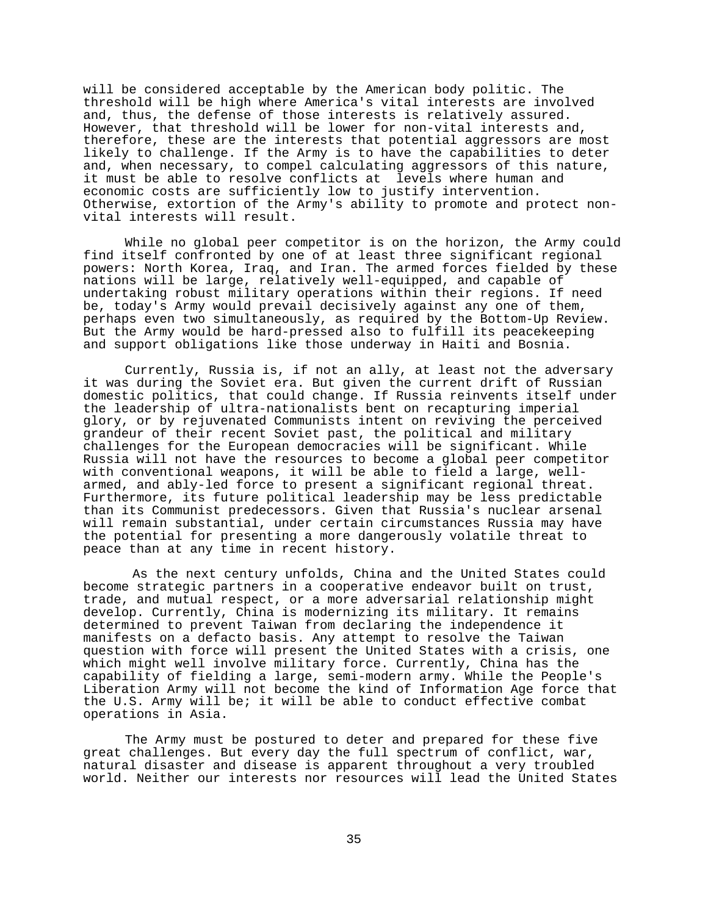will be considered acceptable by the American body politic. The threshold will be high where America's vital interests are involved and, thus, the defense of those interests is relatively assured. However, that threshold will be lower for non-vital interests and, therefore, these are the interests that potential aggressors are most likely to challenge. If the Army is to have the capabilities to deter and, when necessary, to compel calculating aggressors of this nature, it must be able to resolve conflicts at levels where human and economic costs are sufficiently low to justify intervention. Otherwise, extortion of the Army's ability to promote and protect non-vital interests will result.

While no global peer competitor is on the horizon, the Army could find itself confronted by one of at least three significant regional powers: North Korea, Iraq, and Iran. The armed forces fielded by these nations will be large, relatively well-equipped, and capable of undertaking robust military operations within their regions. If need be, today's Army would prevail decisively against any one of them, perhaps even two simultaneously, as required by the Bottom-Up Review. But the Army would be hard-pressed also to fulfill its peacekeeping and support obligations like those underway in Haiti and Bosnia.

Currently, Russia is, if not an ally, at least not the adversary it was during the Soviet era. But given the current drift of Russian domestic politics, that could change. If Russia reinvents itself under the leadership of ultra-nationalists bent on recapturing imperial glory, or by rejuvenated Communists intent on reviving the perceived grandeur of their recent Soviet past, the political and military challenges for the European democracies will be significant. While Russia will not have the resources to become a global peer competitor with conventional weapons, it will be able to field a large, well-armed, and ably-led force to present a significant regional threat. Furthermore, its future political leadership may be less predictable than its Communist predecessors. Given that Russia's nuclear arsenal will remain substantial, under certain circumstances Russia may have the potential for presenting a more dangerously volatile threat to peace than at any time in recent history.

As the next century unfolds, China and the United States could become strategic partners in a cooperative endeavor built on trust, trade, and mutual respect, or a more adversarial relationship might develop. Currently, China is modernizing its military. It remains determined to prevent Taiwan from declaring the independence it manifests on a defacto basis. Any attempt to resolve the Taiwan question with force will present the United States with a crisis, one which might well involve military force. Currently, China has the capability of fielding a large, semi-modern army. While the People's Liberation Army will not become the kind of Information Age force that the U.S. Army will be; it will be able to conduct effective combat operations in Asia.

The Army must be postured to deter and prepared for these five great challenges. But every day the full spectrum of conflict, war, natural disaster and disease is apparent throughout a very troubled world. Neither our interests nor resources will lead the United States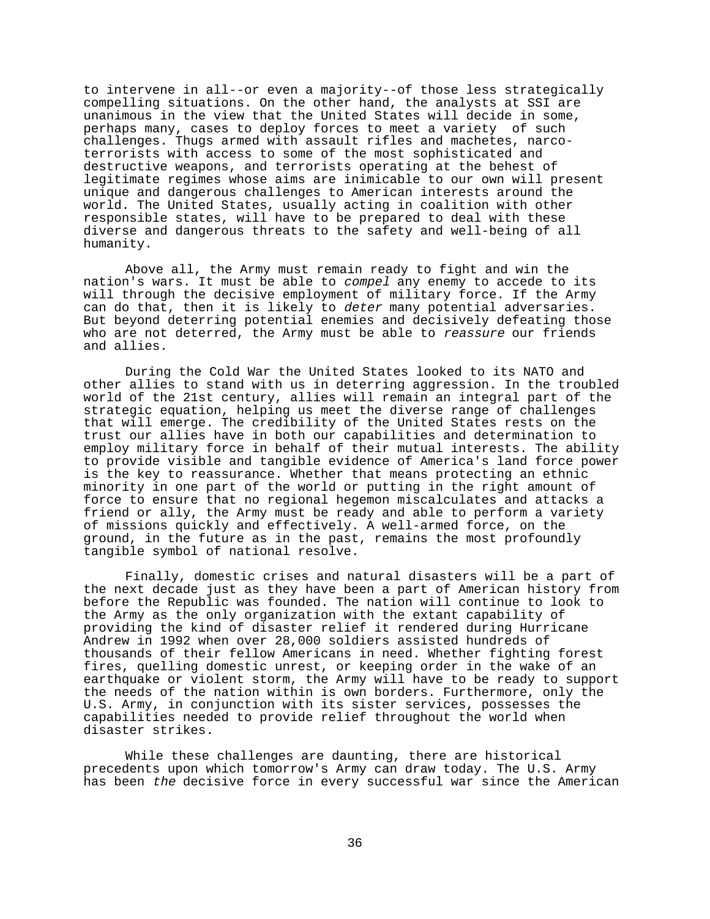to intervene in all--or even a majority--of those less strategically compelling situations. On the other hand, the analysts at SSI are unanimous in the view that the United States will decide in some, perhaps many, cases to deploy forces to meet a variety of such challenges. Thugs armed with assault rifles and machetes, narco-terrorists with access to some of the most sophisticated and destructive weapons, and terrorists operating at the behest of legitimate regimes whose aims are inimicable to our own will present unique and dangerous challenges to American interests around the world. The United States, usually acting in coalition with other responsible states, will have to be prepared to deal with these diverse and dangerous threats to the safety and well-being of all humanity.

Above all, the Army must remain ready to fight and win the nation's wars. It must be able to *compel* any enemy to accede to its will through the decisive employment of military force. If the Army can do that, then it is likely to *deter* many potential adversaries. But beyond deterring potential enemies and decisively defeating those who are not deterred, the Army must be able to *reassure* our friends and allies.

During the Cold War the United States looked to its NATO and other allies to stand with us in deterring aggression. In the troubled world of the 21st century, allies will remain an integral part of the strategic equation, helping us meet the diverse range of challenges that will emerge. The credibility of the United States rests on the trust our allies have in both our capabilities and determination to employ military force in behalf of their mutual interests. The ability to provide visible and tangible evidence of America's land force power is the key to reassurance. Whether that means protecting an ethnic minority in one part of the world or putting in the right amount of force to ensure that no regional hegemon miscalculates and attacks a friend or ally, the Army must be ready and able to perform a variety of missions quickly and effectively. A well-armed force, on the ground, in the future as in the past, remains the most profoundly tangible symbol of national resolve.

Finally, domestic crises and natural disasters will be a part of the next decade just as they have been a part of American history from before the Republic was founded. The nation will continue to look to the Army as the only organization with the extant capability of providing the kind of disaster relief it rendered during Hurricane Andrew in 1992 when over 28,000 soldiers assisted hundreds of thousands of their fellow Americans in need. Whether fighting forest fires, quelling domestic unrest, or keeping order in the wake of an earthquake or violent storm, the Army will have to be ready to support the needs of the nation within is own borders. Furthermore, only the U.S. Army, in conjunction with its sister services, possesses the capabilities needed to provide relief throughout the world when disaster strikes.

While these challenges are daunting, there are historical precedents upon which tomorrow's Army can draw today. The U.S. Army has been *the* decisive force in every successful war since the American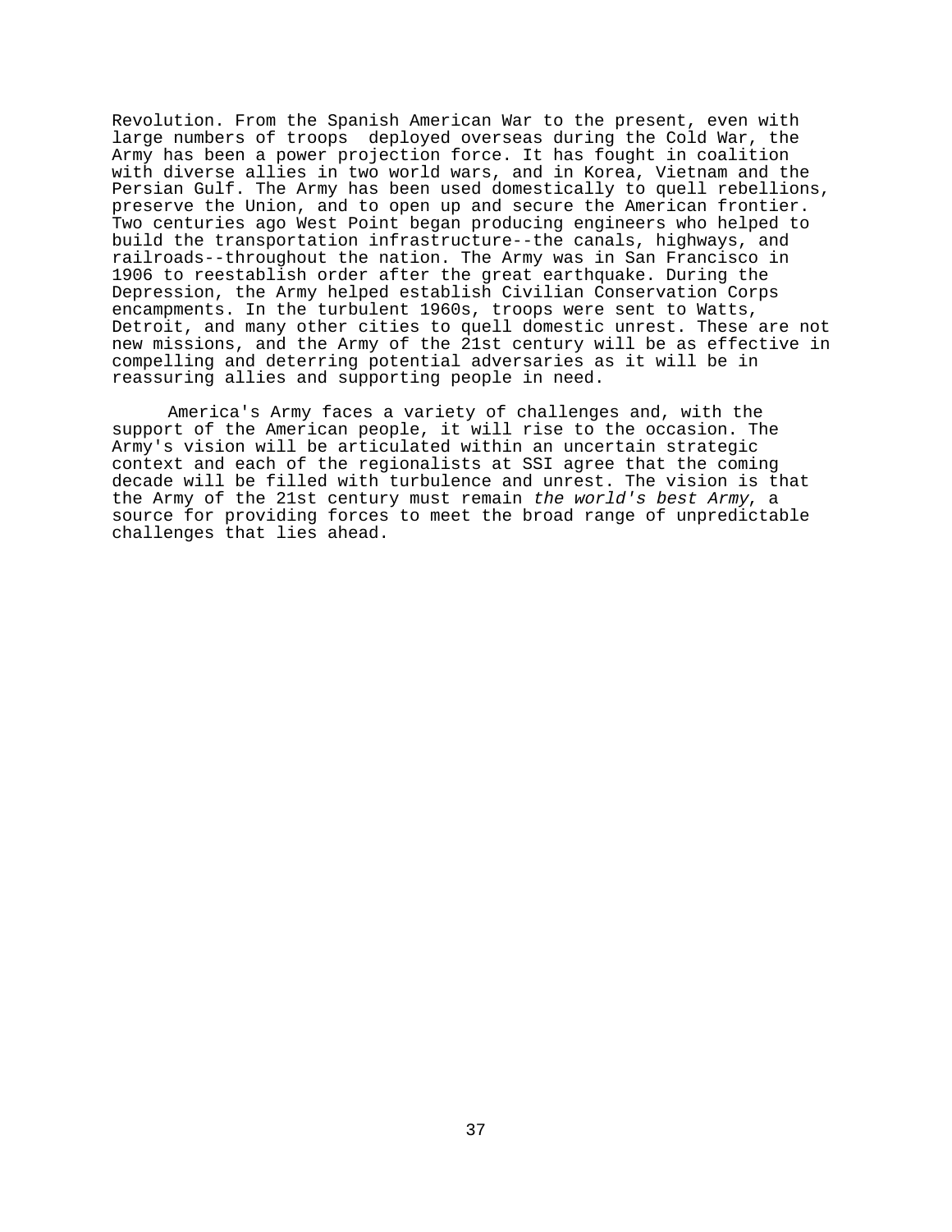Revolution. From the Spanish American War to the present, even with large numbers of troops deployed overseas during the Cold War, the Army has been a power projection force. It has fought in coalition with diverse allies in two world wars, and in Korea, Vietnam and the Persian Gulf. The Army has been used domestically to quell rebellions, preserve the Union, and to open up and secure the American frontier. Two centuries ago West Point began producing engineers who helped to build the transportation infrastructure--the canals, highways, and railroads--throughout the nation. The Army was in San Francisco in 1906 to reestablish order after the great earthquake. During the Depression, the Army helped establish Civilian Conservation Corps encampments. In the turbulent 1960s, troops were sent to Watts, Detroit, and many other cities to quell domestic unrest. These are not new missions, and the Army of the 21st century will be as effective in compelling and deterring potential adversaries as it will be in reassuring allies and supporting people in need.

America's Army faces a variety of challenges and, with the support of the American people, it will rise to the occasion. The Army's vision will be articulated within an uncertain strategic context and each of the regionalists at SSI agree that the coming decade will be filled with turbulence and unrest. The vision is that the Army of the 21st century must remain *the world's best Army*, a source for providing forces to meet the broad range of unpredictable challenges that lies ahead.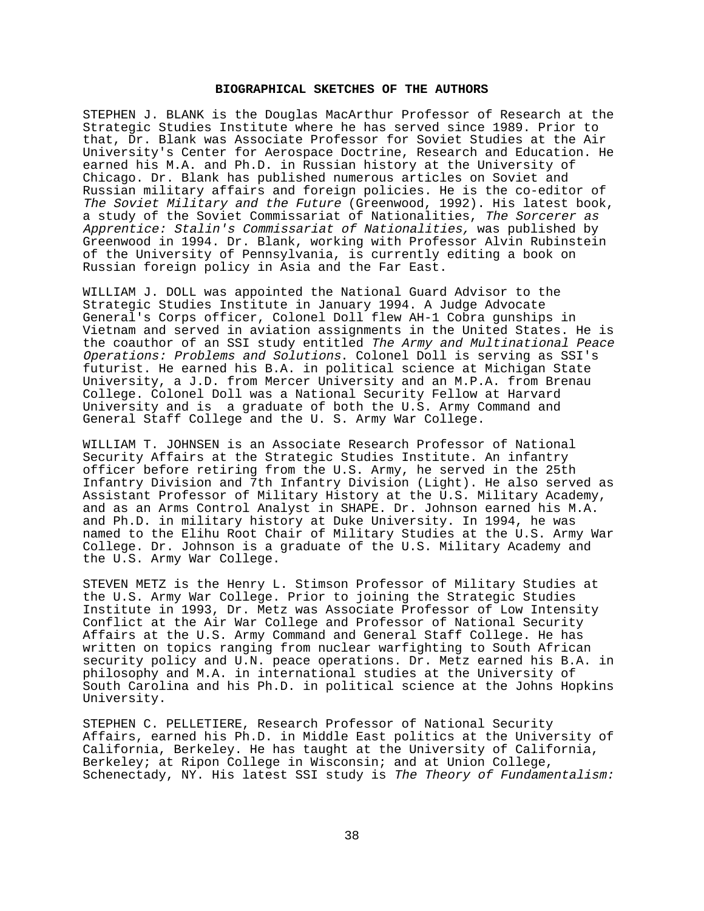## BIOGRAPHICAL SKETCHES OF THE AUTHORS

STEPHEN J. BLANK is the Douglas MacArthur Professor of Research at the Strategic Studies Institute where he has served since 1989. Prior to that, Dr. Blank was Associate Professor for Soviet Studies at the Air University's Center for Aerospace Doctrine, Research and Education. He earned his M.A. and Ph.D. in Russian history at the University of Chicago. Dr. Blank has published numerous articles on Soviet and Russian military affairs and foreign policies. He is the co-editor of *The Soviet Military and the Future* (Greenwood, 1992). His latest book, a study of the Soviet Commissariat of Nationalities, *The Sorcerer as Apprentice: Stalin's Commissariat of Nationalities,* was published by Greenwood in 1994. Dr. Blank, working with Professor Alvin Rubinstein of the University of Pennsylvania, is currently editing a book on Russian foreign policy in Asia and the Far East.

WILLIAM J. DOLL was appointed the National Guard Advisor to the Strategic Studies Institute in January 1994. A Judge Advocate General's Corps officer, Colonel Doll flew AH-1 Cobra gunships in Vietnam and served in aviation assignments in the United States. He is the coauthor of an SSI study entitled *The Army and Multinational Peace Operations: Problems and Solutions*. Colonel Doll is serving as SSI's futurist. He earned his B.A. in political science at Michigan State University, a J.D. from Mercer University and an M.P.A. from Brenau College. Colonel Doll was a National Security Fellow at Harvard University and is a graduate of both the U.S. Army Command and General Staff College and the U. S. Army War College.

WILLIAM T. JOHNSEN is an Associate Research Professor of National Security Affairs at the Strategic Studies Institute. An infantry officer before retiring from the U.S. Army, he served in the 25th Infantry Division and 7th Infantry Division (Light). He also served as Assistant Professor of Military History at the U.S. Military Academy, and as an Arms Control Analyst in SHAPE. Dr. Johnson earned his M.A. and Ph.D. in military history at Duke University. In 1994, he was named to the Elihu Root Chair of Military Studies at the U.S. Army War College. Dr. Johnson is a graduate of the U.S. Military Academy and the U.S. Army War College.

STEVEN METZ is the Henry L. Stimson Professor of Military Studies at the U.S. Army War College. Prior to joining the Strategic Studies Institute in 1993, Dr. Metz was Associate Professor of Low Intensity Conflict at the Air War College and Professor of National Security Affairs at the U.S. Army Command and General Staff College. He has written on topics ranging from nuclear warfighting to South African security policy and U.N. peace operations. Dr. Metz earned his B.A. in philosophy and M.A. in international studies at the University of South Carolina and his Ph.D. in political science at the Johns Hopkins University.

STEPHEN C. PELLETIERE, Research Professor of National Security Affairs, earned his Ph.D. in Middle East politics at the University of California, Berkeley. He has taught at the University of California, Berkeley; at Ripon College in Wisconsin; and at Union College, Schenectady, NY. His latest SSI study is *The Theory of Fundamentalism:*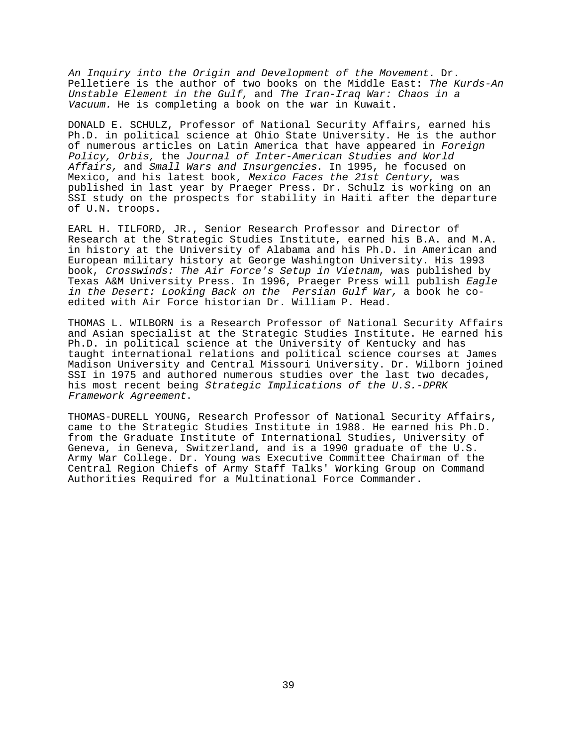*An Inquiry into the Origin and Development of the Movement.* Dr. Pelletiere is the author of two books on the Middle East: *The Kurds-An Unstable Element in the Gulf*, and *The Iran-Iraq War: Chaos in a Vacuum.* He is completing a book on the war in Kuwait.

DONALD E. SCHULZ, Professor of National Security Affairs, earned his Ph.D. in political science at Ohio State University. He is the author of numerous articles on Latin America that have appeared in *Foreign Policy, Orbis,* the *Journal of Inter-American Studies and World Affairs,* and *Small Wars and Insurgencies*. In 1995, he focused on Mexico, and his latest book, *Mexico Faces the 21st Century*, was published in last year by Praeger Press. Dr. Schulz is working on an SSI study on the prospects for stability in Haiti after the departure of U.N. troops.

EARL H. TILFORD, JR., Senior Research Professor and Director of Research at the Strategic Studies Institute, earned his B.A. and M.A. in history at the University of Alabama and his Ph.D. in American and European military history at George Washington University. His 1993 book, *Crosswinds: The Air Force's Setup in Vietnam*, was published by Texas A&M University Press. In 1996, Praeger Press will publish *Eagle in the Desert: Looking Back on the Persian Gulf War,* a book he co-edited with Air Force historian Dr. William P. Head.

THOMAS L. WILBORN is a Research Professor of National Security Affairs and Asian specialist at the Strategic Studies Institute. He earned his Ph.D. in political science at the University of Kentucky and has taught international relations and political science courses at James Madison University and Central Missouri University. Dr. Wilborn joined SSI in 1975 and authored numerous studies over the last two decades, his most recent being *Strategic Implications of the U.S.-DPRK Framework Agreement*.

THOMAS-DURELL YOUNG, Research Professor of National Security Affairs, came to the Strategic Studies Institute in 1988. He earned his Ph.D. from the Graduate Institute of International Studies, University of Geneva, in Geneva, Switzerland, and is a 1990 graduate of the U.S. Army War College. Dr. Young was Executive Committee Chairman of the Central Region Chiefs of Army Staff Talks' Working Group on Command Authorities Required for a Multinational Force Commander.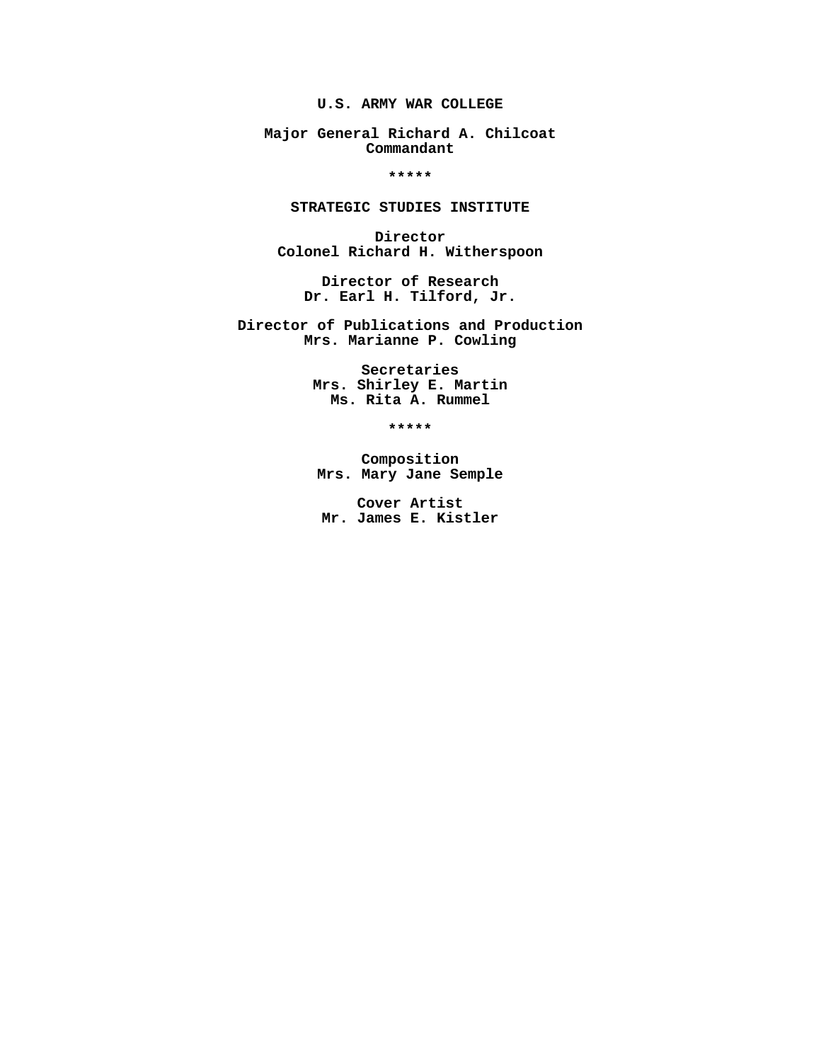**U.S. ARMY WAR COLLEGE**

**Major General Richard A. Chilcoat**
**Commandant**

**\*\*\*\*\***

**STRATEGIC STUDIES INSTITUTE**

**Director**
**Colonel Richard H. Witherspoon**

**Director of Research**
**Dr. Earl H. Tilford, Jr.**

**Director of Publications and Production**
**Mrs. Marianne P. Cowling**

**Secretaries**
**Mrs. Shirley E. Martin**
**Ms. Rita A. Rummel**

**\*\*\*\*\***

**Composition**
**Mrs. Mary Jane Semple**

**Cover Artist**
**Mr. James E. Kistler**